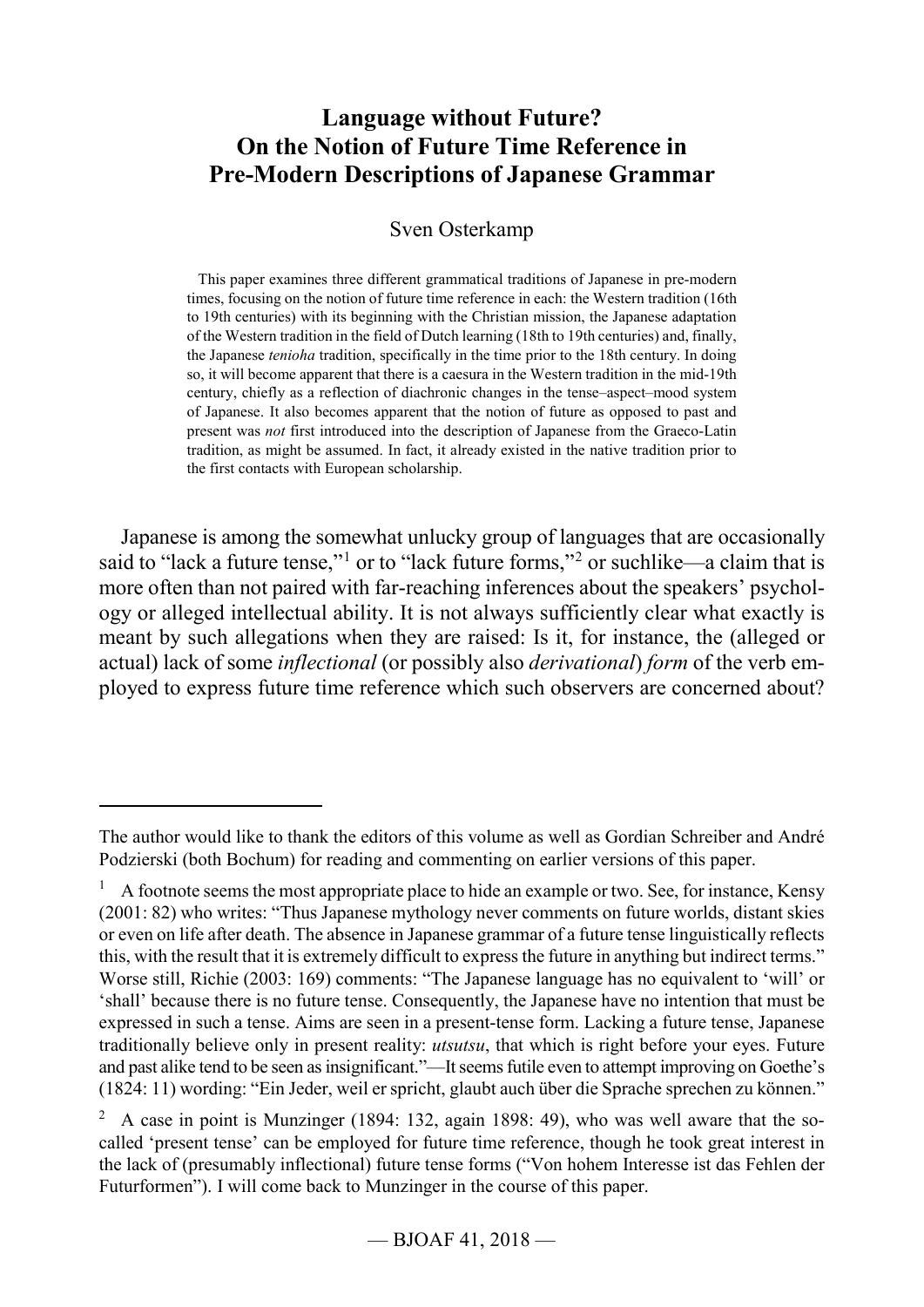# Language without Future? On the Notion of Future Time Reference in Pre-Modern Descriptions of Japanese Grammar

Sven Osterkamp

This paper examines three different grammatical traditions of Japanese in pre-modern times, focusing on the notion of future time reference in each: the Western tradition (16th to 19th centuries) with its beginning with the Christian mission, the Japanese adaptation of the Western tradition in the field of Dutch learning (18th to 19th centuries) and, finally, the Japanese *tenioha* tradition, specifically in the time prior to the 18th century. In doing so, it will become apparent that there is a caesura in the Western tradition in the mid-19th century, chiefly as a reflection of diachronic changes in the tense–aspect–mood system of Japanese. It also becomes apparent that the notion of future as opposed to past and present was *not* first introduced into the description of Japanese from the Graeco-Latin tradition, as might be assumed. In fact, it already existed in the native tradition prior to the first contacts with European scholarship.

Japanese is among the somewhat unlucky group of languages that are occasionally said to "lack a future tense,"[1] or to "lack future forms,"[2] or suchlike—a claim that is more often than not paired with far-reaching inferences about the speakers' psychology or alleged intellectual ability. It is not always sufficiently clear what exactly is meant by such allegations when they are raised: Is it, for instance, the (alleged or actual) lack of some *inflectional* (or possibly also *derivational*) *form* of the verb employed to express future time reference which such observers are concerned about?

---

The author would like to thank the editors of this volume as well as Gordian Schreiber and André Podzierski (both Bochum) for reading and commenting on earlier versions of this paper.

[1] A footnote seems the most appropriate place to hide an example or two. See, for instance, Kensy (2001: 82) who writes: "Thus Japanese mythology never comments on future worlds, distant skies or even on life after death. The absence in Japanese grammar of a future tense linguistically reflects this, with the result that it is extremely difficult to express the future in anything but indirect terms." Worse still, Richie (2003: 169) comments: "The Japanese language has no equivalent to 'will' or 'shall' because there is no future tense. Consequently, the Japanese have no intention that must be expressed in such a tense. Aims are seen in a present-tense form. Lacking a future tense, Japanese traditionally believe only in present reality: *utsutsu*, that which is right before your eyes. Future and past alike tend to be seen as insignificant."—It seems futile even to attempt improving on Goethe's (1824: 11) wording: "Ein Jeder, weil er spricht, glaubt auch über die Sprache sprechen zu können."

[2] A case in point is Munzinger (1894: 132, again 1898: 49), who was well aware that the so-called 'present tense' can be employed for future time reference, though he took great interest in the lack of (presumably inflectional) future tense forms ("Von hohem Interesse ist das Fehlen der Futurformen"). I will come back to Munzinger in the course of this paper.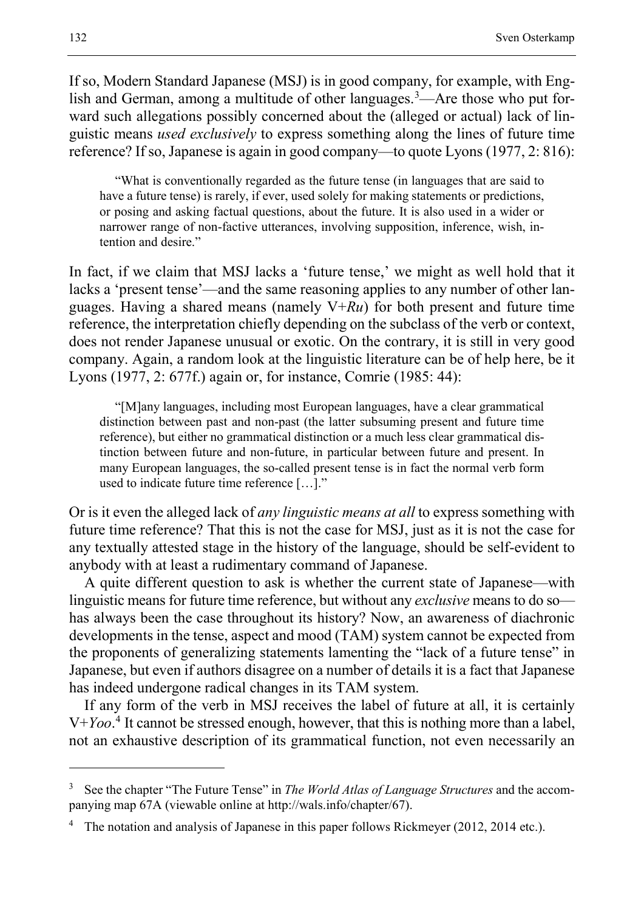If so, Modern Standard Japanese (MSJ) is in good company, for example, with English and German, among a multitude of other languages.[3]—Are those who put forward such allegations possibly concerned about the (alleged or actual) lack of linguistic means *used exclusively* to express something along the lines of future time reference? If so, Japanese is again in good company—to quote Lyons (1977, 2: 816):

> "What is conventionally regarded as the future tense (in languages that are said to have a future tense) is rarely, if ever, used solely for making statements or predictions, or posing and asking factual questions, about the future. It is also used in a wider or narrower range of non-factive utterances, involving supposition, inference, wish, intention and desire."

In fact, if we claim that MSJ lacks a 'future tense,' we might as well hold that it lacks a 'present tense'—and the same reasoning applies to any number of other languages. Having a shared means (namely V+*Ru*) for both present and future time reference, the interpretation chiefly depending on the subclass of the verb or context, does not render Japanese unusual or exotic. On the contrary, it is still in very good company. Again, a random look at the linguistic literature can be of help here, be it Lyons (1977, 2: 677f.) again or, for instance, Comrie (1985: 44):

> "[M]any languages, including most European languages, have a clear grammatical distinction between past and non-past (the latter subsuming present and future time reference), but either no grammatical distinction or a much less clear grammatical distinction between future and non-future, in particular between future and present. In many European languages, the so-called present tense is in fact the normal verb form used to indicate future time reference […]."

Or is it even the alleged lack of *any linguistic means at all* to express something with future time reference? That this is not the case for MSJ, just as it is not the case for any textually attested stage in the history of the language, should be self-evident to anybody with at least a rudimentary command of Japanese.

A quite different question to ask is whether the current state of Japanese—with linguistic means for future time reference, but without any *exclusive* means to do so—has always been the case throughout its history? Now, an awareness of diachronic developments in the tense, aspect and mood (TAM) system cannot be expected from the proponents of generalizing statements lamenting the "lack of a future tense" in Japanese, but even if authors disagree on a number of details it is a fact that Japanese has indeed undergone radical changes in its TAM system.

If any form of the verb in MSJ receives the label of future at all, it is certainly V+*Yoo*.[4] It cannot be stressed enough, however, that this is nothing more than a label, not an exhaustive description of its grammatical function, not even necessarily an

---

[3] See the chapter "The Future Tense" in *The World Atlas of Language Structures* and the accompanying map 67A (viewable online at http://wals.info/chapter/67).

[4] The notation and analysis of Japanese in this paper follows Rickmeyer (2012, 2014 etc.).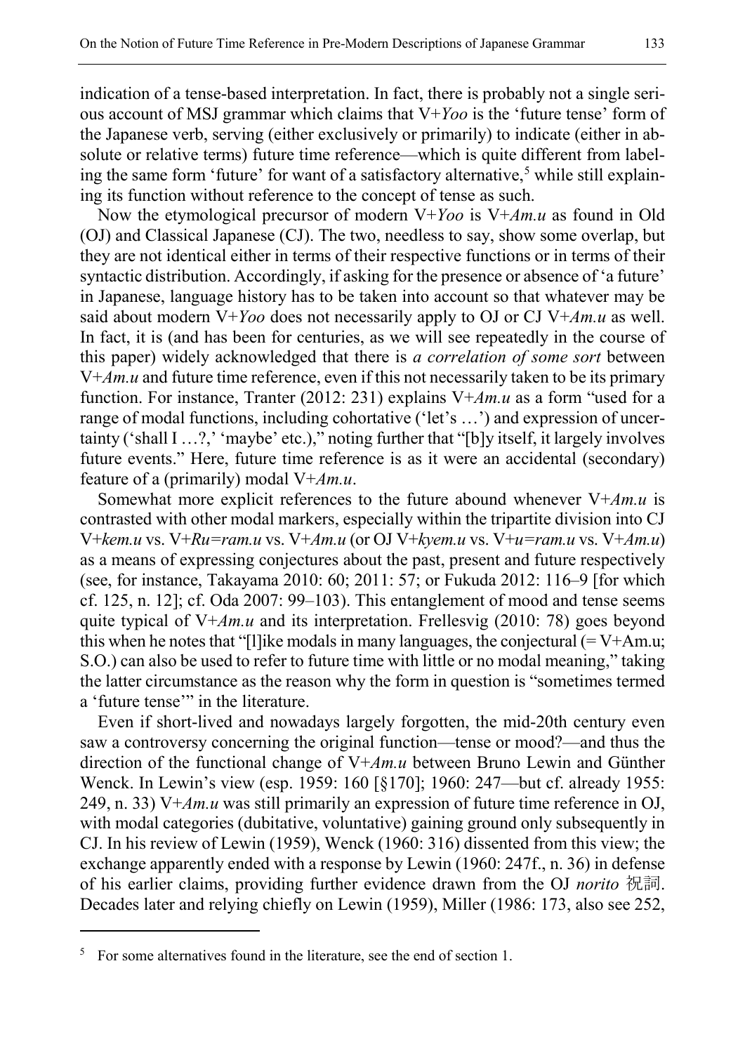indication of a tense-based interpretation. In fact, there is probably not a single serious account of MSJ grammar which claims that V+*Yoo* is the 'future tense' form of the Japanese verb, serving (either exclusively or primarily) to indicate (either in absolute or relative terms) future time reference—which is quite different from labeling the same form 'future' for want of a satisfactory alternative,[5] while still explaining its function without reference to the concept of tense as such.

Now the etymological precursor of modern V+*Yoo* is V+*Am.u* as found in Old (OJ) and Classical Japanese (CJ). The two, needless to say, show some overlap, but they are not identical either in terms of their respective functions or in terms of their syntactic distribution. Accordingly, if asking for the presence or absence of 'a future' in Japanese, language history has to be taken into account so that whatever may be said about modern V+*Yoo* does not necessarily apply to OJ or CJ V+*Am.u* as well. In fact, it is (and has been for centuries, as we will see repeatedly in the course of this paper) widely acknowledged that there is *a correlation of some sort* between V+*Am.u* and future time reference, even if this not necessarily taken to be its primary function. For instance, Tranter (2012: 231) explains V+*Am.u* as a form "used for a range of modal functions, including cohortative ('let's …') and expression of uncertainty ('shall I …?,' 'maybe' etc.)," noting further that "[b]y itself, it largely involves future events." Here, future time reference is as it were an accidental (secondary) feature of a (primarily) modal V+*Am.u*.

Somewhat more explicit references to the future abound whenever V+*Am.u* is contrasted with other modal markers, especially within the tripartite division into CJ V+*kem.u* vs. V+*Ru=ram.u* vs. V+*Am.u* (or OJ V+*kyem.u* vs. V+*u=ram.u* vs. V+*Am.u*) as a means of expressing conjectures about the past, present and future respectively (see, for instance, Takayama 2010: 60; 2011: 57; or Fukuda 2012: 116–9 [for which cf. 125, n. 12]; cf. Oda 2007: 99–103). This entanglement of mood and tense seems quite typical of V+*Am.u* and its interpretation. Frellesvig (2010: 78) goes beyond this when he notes that "[l]ike modals in many languages, the conjectural (= V+Am.u; S.O.) can also be used to refer to future time with little or no modal meaning," taking the latter circumstance as the reason why the form in question is "sometimes termed a 'future tense'" in the literature.

Even if short-lived and nowadays largely forgotten, the mid-20th century even saw a controversy concerning the original function—tense or mood?—and thus the direction of the functional change of V+*Am.u* between Bruno Lewin and Günther Wenck. In Lewin's view (esp. 1959: 160 [§170]; 1960: 247—but cf. already 1955: 249, n. 33) V+*Am.u* was still primarily an expression of future time reference in OJ, with modal categories (dubitative, voluntative) gaining ground only subsequently in CJ. In his review of Lewin (1959), Wenck (1960: 316) dissented from this view; the exchange apparently ended with a response by Lewin (1960: 247f., n. 36) in defense of his earlier claims, providing further evidence drawn from the OJ *norito* 祝詞. Decades later and relying chiefly on Lewin (1959), Miller (1986: 173, also see 252,

[5] For some alternatives found in the literature, see the end of section 1.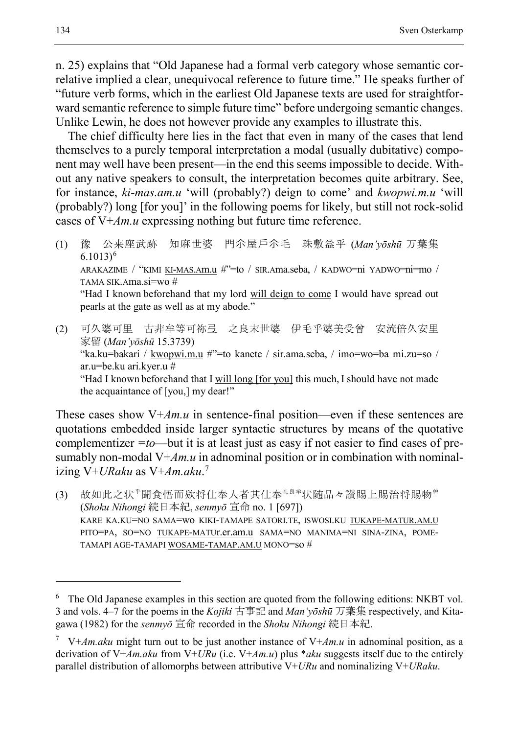n. 25) explains that "Old Japanese had a formal verb category whose semantic correlative implied a clear, unequivocal reference to future time." He speaks further of "future verb forms, which in the earliest Old Japanese texts are used for straightforward semantic reference to simple future time" before undergoing semantic changes. Unlike Lewin, he does not however provide any examples to illustrate this.

The chief difficulty here lies in the fact that even in many of the cases that lend themselves to a purely temporal interpretation a modal (usually dubitative) component may well have been present—in the end this seems impossible to decide. Without any native speakers to consult, the interpretation becomes quite arbitrary. See, for instance, *ki-mas.am.u* 'will (probably?) deign to come' and *kwopwi.m.u* 'will (probably?) long [for you]' in the following poems for likely, but still not rock-solid cases of V+*Am.u* expressing nothing but future time reference.

(1) 豫　公来座武跡　知麻世婆　門尓屋戸尓毛　珠敷益乎 (*Man'yōshū* 万葉集 6.1013)[6]
ARAKAZIME / "KIMI <u>KI-MAS.Am.u</u> #"=to / SIR.Ama.seba, / KADWO=ni YADWO=ni=mo / TAMA SIK.Ama.si=wo #
"Had I known beforehand that my lord <u>will deign to come</u> I would have spread out pearls at the gate as well as at my abode."

(2) 可久婆可里　古非牟等可祢弖　之良末世婆　伊毛乎婆美受曾　安流倍久安里家留 (*Man'yōshū* 15.3739)
"ka.ku=bakari / <u>kwopwi.m.u</u> #"=to kanete / sir.ama.seba, / imo=wo=ba mi.zu=so / ar.u=be.ku ari.kyer.u #
"Had I known beforehand that I <u>will long [for you]</u> this much, I should have not made the acquaintance of [you,] my dear!"

These cases show V+*Am.u* in sentence-final position—even if these sentences are quotations embedded inside larger syntactic structures by means of the quotative complementizer =*to*—but it is at least just as easy if not easier to find cases of presumably non-modal V+*Am.u* in adnominal position or in combination with nominalizing V+*URaku* as V+*Am.aku*.[7]

(3) 故如此之状乎聞食悟而款将仕奉人者其仕奉礼良牟状随品々讃賜上賜治将賜物曽 (*Shoku Nihongi* 続日本紀, *senmyō* 宣命 no. 1 [697])
KARE KA.KU=NO SAMA=wo KIKI-TAMAPE SATORI.TE, ISWOSI.KU <u>TUKAPE-MATUR.AM.U</u> PITO=PA, SO=NO <u>TUKAPE-MATUr.er.am.u</u> SAMA=NO MANIMA=NI SINA-ZINA, POME-TAMAPI AGE-TAMAPI <u>WOSAME-TAMAP.AM.U</u> MONO=so #

---

[6] The Old Japanese examples in this section are quoted from the following editions: NKBT vol. 3 and vols. 4–7 for the poems in the *Kojiki* 古事記 and *Man'yōshū* 万葉集 respectively, and Kitagawa (1982) for the *senmyō* 宣命 recorded in the *Shoku Nihongi* 続日本紀.

[7] V+*Am.aku* might turn out to be just another instance of V+*Am.u* in adnominal position, as a derivation of V+*Am.aku* from V+*URu* (i.e. V+*Am.u*) plus \**aku* suggests itself due to the entirely parallel distribution of allomorphs between attributive V+*URu* and nominalizing V+*URaku*.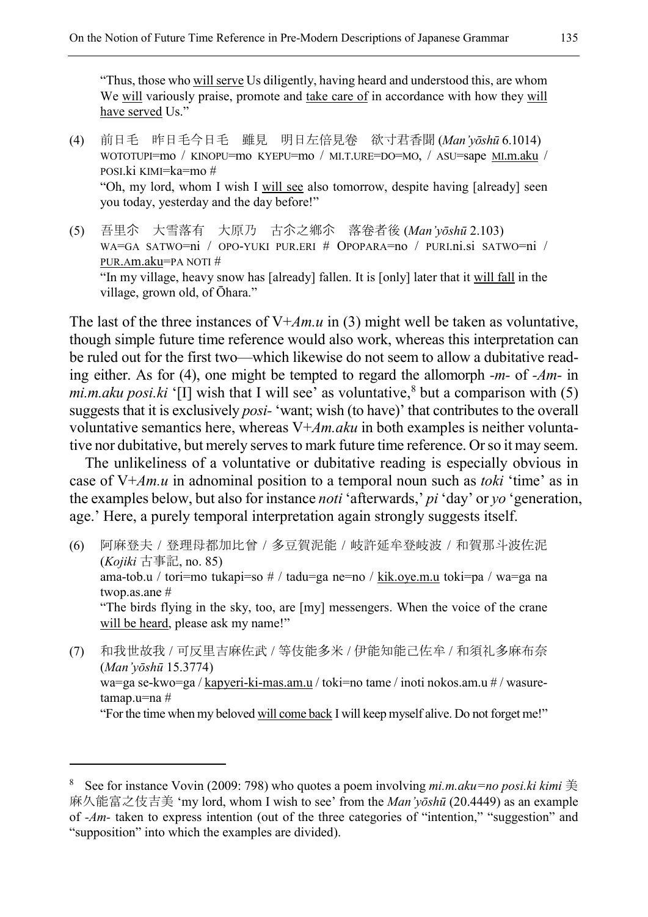"Thus, those who <u>will serve</u> Us diligently, having heard and understood this, are whom We <u>will</u> variously praise, promote and <u>take care of</u> in accordance with how they <u>will have served</u> Us."

(4) 前日毛 昨日毛今日毛 雖見 明日左倍見巻 欲寸君香聞 (*Man'yōshū* 6.1014)
WOTOTUPI=mo / KINOPU=mo KYEPU=mo / MI.T.URE=DO=MO, / ASU=sape <u>MI.m.aku</u> / POSI.ki KIMI=ka=mo #
"Oh, my lord, whom I wish I <u>will see</u> also tomorrow, despite having [already] seen you today, yesterday and the day before!"

(5) 吾里尓 大雪落有 大原乃 古尓之郷尓 落巻者後 (*Man'yōshū* 2.103)
WA=GA SATWO=ni / OPO-YUKI PUR.ERI # OPOPARA=no / PURI.ni.si SATWO=ni / <u>PUR.Am.aku</u>=PA NOTI #
"In my village, heavy snow has [already] fallen. It is [only] later that it <u>will fall</u> in the village, grown old, of Ōhara."

The last of the three instances of V+*Am.u* in (3) might well be taken as voluntative, though simple future time reference would also work, whereas this interpretation can be ruled out for the first two—which likewise do not seem to allow a dubitative reading either. As for (4), one might be tempted to regard the allomorph *-m-* of *-Am-* in *mi.m.aku posi.ki* '[I] wish that I will see' as voluntative,[8] but a comparison with (5) suggests that it is exclusively *posi-* 'want; wish (to have)' that contributes to the overall voluntative semantics here, whereas V+*Am.aku* in both examples is neither voluntative nor dubitative, but merely serves to mark future time reference. Or so it may seem.

The unlikeliness of a voluntative or dubitative reading is especially obvious in case of V+*Am.u* in adnominal position to a temporal noun such as *toki* 'time' as in the examples below, but also for instance *noti* 'afterwards,' *pi* 'day' or *yo* 'generation, age.' Here, a purely temporal interpretation again strongly suggests itself.

(6) 阿麻登夫 / 登理母都加比曾 / 多豆賀泥能 / 岐許延牟登岐波 / 和賀那斗波佐泥 (*Kojiki* 古事記, no. 85)
ama-tob.u / tori=mo tukapi=so # / tadu=ga ne=no / <u>kik.oye.m.u</u> toki=pa / wa=ga na twop.as.ane #
"The birds flying in the sky, too, are [my] messengers. When the voice of the crane <u>will be heard</u>, please ask my name!"

(7) 和我世故我 / 可反里吉麻佐武 / 等伎能多米 / 伊能知能己佐牟 / 和須礼多麻布奈 (*Man'yōshū* 15.3774)
wa=ga se-kwo=ga / <u>kapyeri-ki-mas.am.u</u> / toki=no tame / inoti nokos.am.u # / wasure-tamap.u=na #
"For the time when my beloved <u>will come back</u> I will keep myself alive. Do not forget me!"

---

[8] See for instance Vovin (2009: 798) who quotes a poem involving *mi.m.aku=no posi.ki kimi* 美麻久能富之伎吉美 'my lord, whom I wish to see' from the *Man'yōshū* (20.4449) as an example of *-Am-* taken to express intention (out of the three categories of "intention," "suggestion" and "supposition" into which the examples are divided).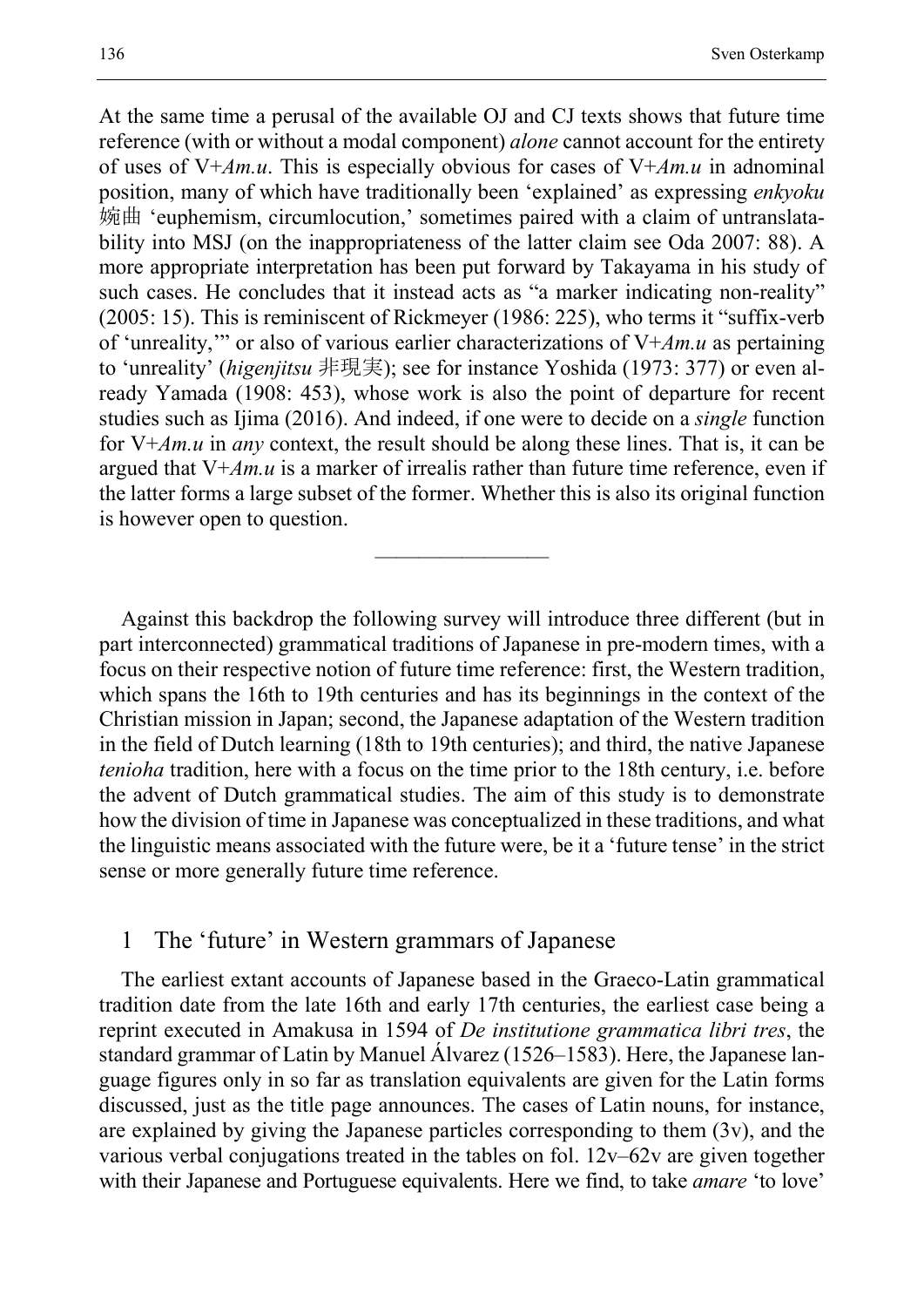At the same time a perusal of the available OJ and CJ texts shows that future time reference (with or without a modal component) *alone* cannot account for the entirety of uses of V+*Am.u*. This is especially obvious for cases of V+*Am.u* in adnominal position, many of which have traditionally been 'explained' as expressing *enkyoku* 婉曲 'euphemism, circumlocution,' sometimes paired with a claim of untranslatability into MSJ (on the inappropriateness of the latter claim see Oda 2007: 88). A more appropriate interpretation has been put forward by Takayama in his study of such cases. He concludes that it instead acts as "a marker indicating non-reality" (2005: 15). This is reminiscent of Rickmeyer (1986: 225), who terms it "suffix-verb of 'unreality,'" or also of various earlier characterizations of V+*Am.u* as pertaining to 'unreality' (*higenjitsu* 非現実); see for instance Yoshida (1973: 377) or even already Yamada (1908: 453), whose work is also the point of departure for recent studies such as Ijima (2016). And indeed, if one were to decide on a *single* function for V+*Am.u* in *any* context, the result should be along these lines. That is, it can be argued that V+*Am.u* is a marker of irrealis rather than future time reference, even if the latter forms a large subset of the former. Whether this is also its original function is however open to question.

———————

Against this backdrop the following survey will introduce three different (but in part interconnected) grammatical traditions of Japanese in pre-modern times, with a focus on their respective notion of future time reference: first, the Western tradition, which spans the 16th to 19th centuries and has its beginnings in the context of the Christian mission in Japan; second, the Japanese adaptation of the Western tradition in the field of Dutch learning (18th to 19th centuries); and third, the native Japanese *tenioha* tradition, here with a focus on the time prior to the 18th century, i.e. before the advent of Dutch grammatical studies. The aim of this study is to demonstrate how the division of time in Japanese was conceptualized in these traditions, and what the linguistic means associated with the future were, be it a 'future tense' in the strict sense or more generally future time reference.

## 1 The 'future' in Western grammars of Japanese

The earliest extant accounts of Japanese based in the Graeco-Latin grammatical tradition date from the late 16th and early 17th centuries, the earliest case being a reprint executed in Amakusa in 1594 of *De institutione grammatica libri tres*, the standard grammar of Latin by Manuel Álvarez (1526–1583). Here, the Japanese language figures only in so far as translation equivalents are given for the Latin forms discussed, just as the title page announces. The cases of Latin nouns, for instance, are explained by giving the Japanese particles corresponding to them (3v), and the various verbal conjugations treated in the tables on fol. 12v–62v are given together with their Japanese and Portuguese equivalents. Here we find, to take *amare* 'to love'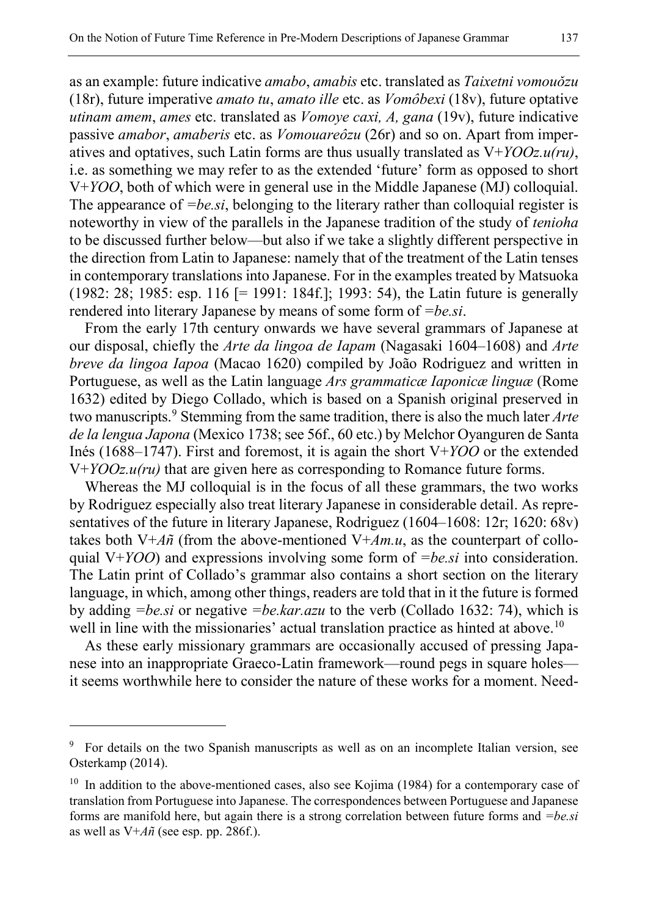as an example: future indicative *amabo*, *amabis* etc. translated as *Taixetni vomouŏzu* (18r), future imperative *amato tu*, *amato ille* etc. as *Vomôbexi* (18v), future optative *utinam amem*, *ames* etc. translated as *Vomoye caxi, A, gana* (19v), future indicative passive *amabor*, *amaberis* etc. as *Vomouareôzu* (26r) and so on. Apart from imperatives and optatives, such Latin forms are thus usually translated as V+*YOOz.u(ru)*, i.e. as something we may refer to as the extended 'future' form as opposed to short V+*YOO*, both of which were in general use in the Middle Japanese (MJ) colloquial. The appearance of =*be.si*, belonging to the literary rather than colloquial register is noteworthy in view of the parallels in the Japanese tradition of the study of *tenioha* to be discussed further below—but also if we take a slightly different perspective in the direction from Latin to Japanese: namely that of the treatment of the Latin tenses in contemporary translations into Japanese. For in the examples treated by Matsuoka (1982: 28; 1985: esp. 116 [= 1991: 184f.]; 1993: 54), the Latin future is generally rendered into literary Japanese by means of some form of =*be.si*.

From the early 17th century onwards we have several grammars of Japanese at our disposal, chiefly the *Arte da lingoa de Iapam* (Nagasaki 1604–1608) and *Arte breve da lingoa Iapoa* (Macao 1620) compiled by João Rodriguez and written in Portuguese, as well as the Latin language *Ars grammaticæ Iaponicæ linguæ* (Rome 1632) edited by Diego Collado, which is based on a Spanish original preserved in two manuscripts.[9] Stemming from the same tradition, there is also the much later *Arte de la lengua Japona* (Mexico 1738; see 56f., 60 etc.) by Melchor Oyanguren de Santa Inés (1688–1747). First and foremost, it is again the short V+*YOO* or the extended V+*YOOz.u(ru)* that are given here as corresponding to Romance future forms.

Whereas the MJ colloquial is in the focus of all these grammars, the two works by Rodriguez especially also treat literary Japanese in considerable detail. As representatives of the future in literary Japanese, Rodriguez (1604–1608: 12r; 1620: 68v) takes both V+*Añ* (from the above-mentioned V+*Am.u*, as the counterpart of colloquial V+*YOO*) and expressions involving some form of =*be.si* into consideration. The Latin print of Collado's grammar also contains a short section on the literary language, in which, among other things, readers are told that in it the future is formed by adding =*be.si* or negative =*be.kar.azu* to the verb (Collado 1632: 74), which is well in line with the missionaries' actual translation practice as hinted at above.[10]

As these early missionary grammars are occasionally accused of pressing Japanese into an inappropriate Graeco-Latin framework—round pegs in square holes—it seems worthwhile here to consider the nature of these works for a moment. Need-

---

[9] For details on the two Spanish manuscripts as well as on an incomplete Italian version, see Osterkamp (2014).

[10] In addition to the above-mentioned cases, also see Kojima (1984) for a contemporary case of translation from Portuguese into Japanese. The correspondences between Portuguese and Japanese forms are manifold here, but again there is a strong correlation between future forms and =*be.si* as well as V+*Añ* (see esp. pp. 286f.).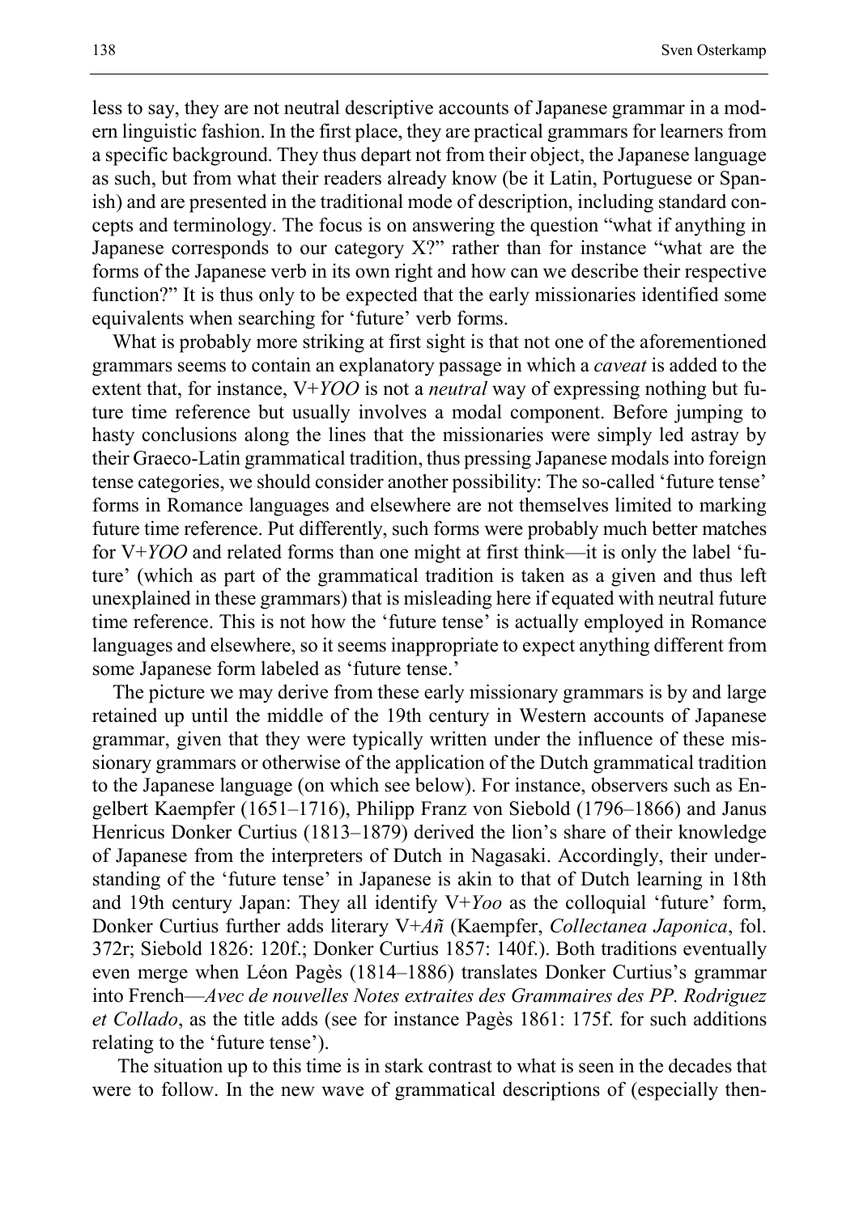less to say, they are not neutral descriptive accounts of Japanese grammar in a modern linguistic fashion. In the first place, they are practical grammars for learners from a specific background. They thus depart not from their object, the Japanese language as such, but from what their readers already know (be it Latin, Portuguese or Spanish) and are presented in the traditional mode of description, including standard concepts and terminology. The focus is on answering the question "what if anything in Japanese corresponds to our category X?" rather than for instance "what are the forms of the Japanese verb in its own right and how can we describe their respective function?" It is thus only to be expected that the early missionaries identified some equivalents when searching for 'future' verb forms.

What is probably more striking at first sight is that not one of the aforementioned grammars seems to contain an explanatory passage in which a *caveat* is added to the extent that, for instance, V+*YOO* is not a *neutral* way of expressing nothing but future time reference but usually involves a modal component. Before jumping to hasty conclusions along the lines that the missionaries were simply led astray by their Graeco-Latin grammatical tradition, thus pressing Japanese modals into foreign tense categories, we should consider another possibility: The so-called 'future tense' forms in Romance languages and elsewhere are not themselves limited to marking future time reference. Put differently, such forms were probably much better matches for V+*YOO* and related forms than one might at first think—it is only the label 'future' (which as part of the grammatical tradition is taken as a given and thus left unexplained in these grammars) that is misleading here if equated with neutral future time reference. This is not how the 'future tense' is actually employed in Romance languages and elsewhere, so it seems inappropriate to expect anything different from some Japanese form labeled as 'future tense.'

The picture we may derive from these early missionary grammars is by and large retained up until the middle of the 19th century in Western accounts of Japanese grammar, given that they were typically written under the influence of these missionary grammars or otherwise of the application of the Dutch grammatical tradition to the Japanese language (on which see below). For instance, observers such as Engelbert Kaempfer (1651–1716), Philipp Franz von Siebold (1796–1866) and Janus Henricus Donker Curtius (1813–1879) derived the lion's share of their knowledge of Japanese from the interpreters of Dutch in Nagasaki. Accordingly, their understanding of the 'future tense' in Japanese is akin to that of Dutch learning in 18th and 19th century Japan: They all identify V+*Yoo* as the colloquial 'future' form, Donker Curtius further adds literary V+*Añ* (Kaempfer, *Collectanea Japonica*, fol. 372r; Siebold 1826: 120f.; Donker Curtius 1857: 140f.). Both traditions eventually even merge when Léon Pagès (1814–1886) translates Donker Curtius's grammar into French—*Avec de nouvelles Notes extraites des Grammaires des PP. Rodriguez et Collado*, as the title adds (see for instance Pagès 1861: 175f. for such additions relating to the 'future tense').

The situation up to this time is in stark contrast to what is seen in the decades that were to follow. In the new wave of grammatical descriptions of (especially then-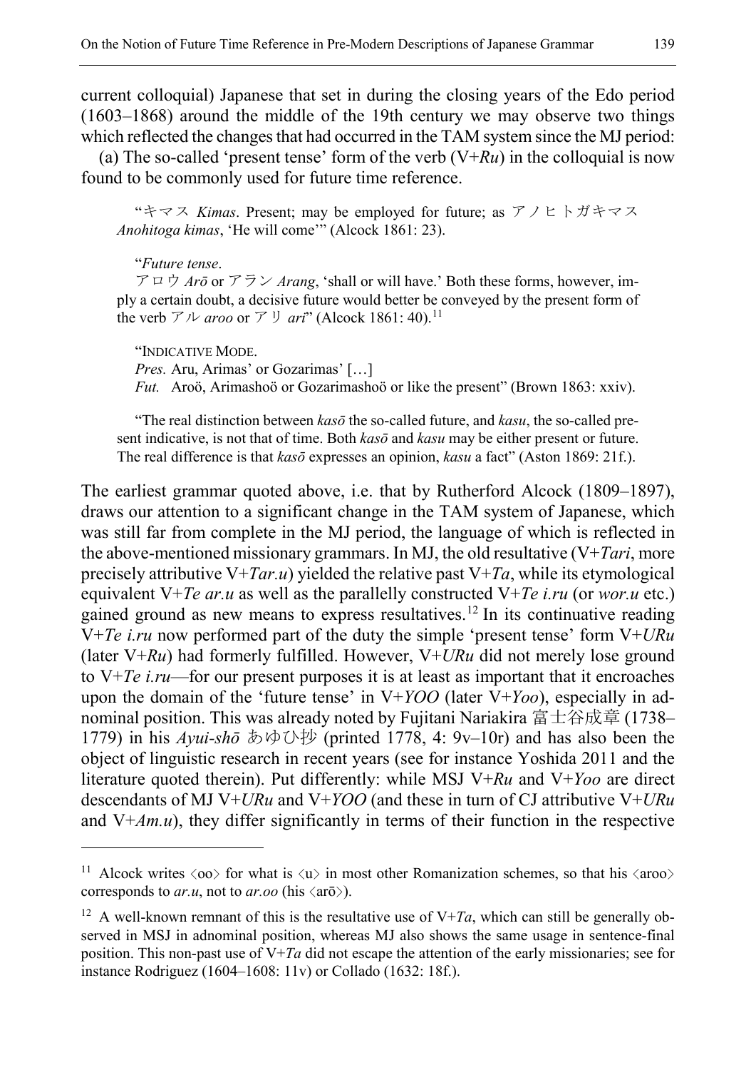current colloquial) Japanese that set in during the closing years of the Edo period (1603–1868) around the middle of the 19th century we may observe two things which reflected the changes that had occurred in the TAM system since the MJ period:

(a) The so-called 'present tense' form of the verb (V+*Ru*) in the colloquial is now found to be commonly used for future time reference.

> "キマス *Kimas*. Present; may be employed for future; as アノヒトガキマス *Anohitoga kimas*, 'He will come'" (Alcock 1861: 23).
>
> "*Future tense*.
> アロウ *Arō* or アラン *Arang*, 'shall or will have.' Both these forms, however, imply a certain doubt, a decisive future would better be conveyed by the present form of the verb アル *aroo* or アリ *ari*" (Alcock 1861: 40).[11]
>
> "INDICATIVE MODE.
> *Pres.* Aru, Arimas' or Gozarimas' […]
> *Fut.* Aroö, Arimashoö or Gozarimashoö or like the present" (Brown 1863: xxiv).
>
> "The real distinction between *kasō* the so-called future, and *kasu*, the so-called present indicative, is not that of time. Both *kasō* and *kasu* may be either present or future. The real difference is that *kasō* expresses an opinion, *kasu* a fact" (Aston 1869: 21f.).

The earliest grammar quoted above, i.e. that by Rutherford Alcock (1809–1897), draws our attention to a significant change in the TAM system of Japanese, which was still far from complete in the MJ period, the language of which is reflected in the above-mentioned missionary grammars. In MJ, the old resultative (V+*Tari*, more precisely attributive V+*Tar.u*) yielded the relative past V+*Ta*, while its etymological equivalent V+*Te ar.u* as well as the parallelly constructed V+*Te i.ru* (or *wor.u* etc.) gained ground as new means to express resultatives.[12] In its continuative reading V+*Te i.ru* now performed part of the duty the simple 'present tense' form V+*URu* (later V+*Ru*) had formerly fulfilled. However, V+*URu* did not merely lose ground to V+*Te i.ru*—for our present purposes it is at least as important that it encroaches upon the domain of the 'future tense' in V+*YOO* (later V+*Yoo*), especially in adnominal position. This was already noted by Fujitani Nariakira 富士谷成章 (1738–1779) in his *Ayui-shō* あゆひ抄 (printed 1778, 4: 9v–10r) and has also been the object of linguistic research in recent years (see for instance Yoshida 2011 and the literature quoted therein). Put differently: while MSJ V+*Ru* and V+*Yoo* are direct descendants of MJ V+*URu* and V+*YOO* (and these in turn of CJ attributive V+*URu* and V+*Am.u*), they differ significantly in terms of their function in the respective

---

[11] Alcock writes ⟨oo⟩ for what is ⟨u⟩ in most other Romanization schemes, so that his ⟨aroo⟩ corresponds to *ar.u*, not to *ar.oo* (his ⟨arō⟩).

[12] A well-known remnant of this is the resultative use of V+*Ta*, which can still be generally observed in MSJ in adnominal position, whereas MJ also shows the same usage in sentence-final position. This non-past use of V+*Ta* did not escape the attention of the early missionaries; see for instance Rodriguez (1604–1608: 11v) or Collado (1632: 18f.).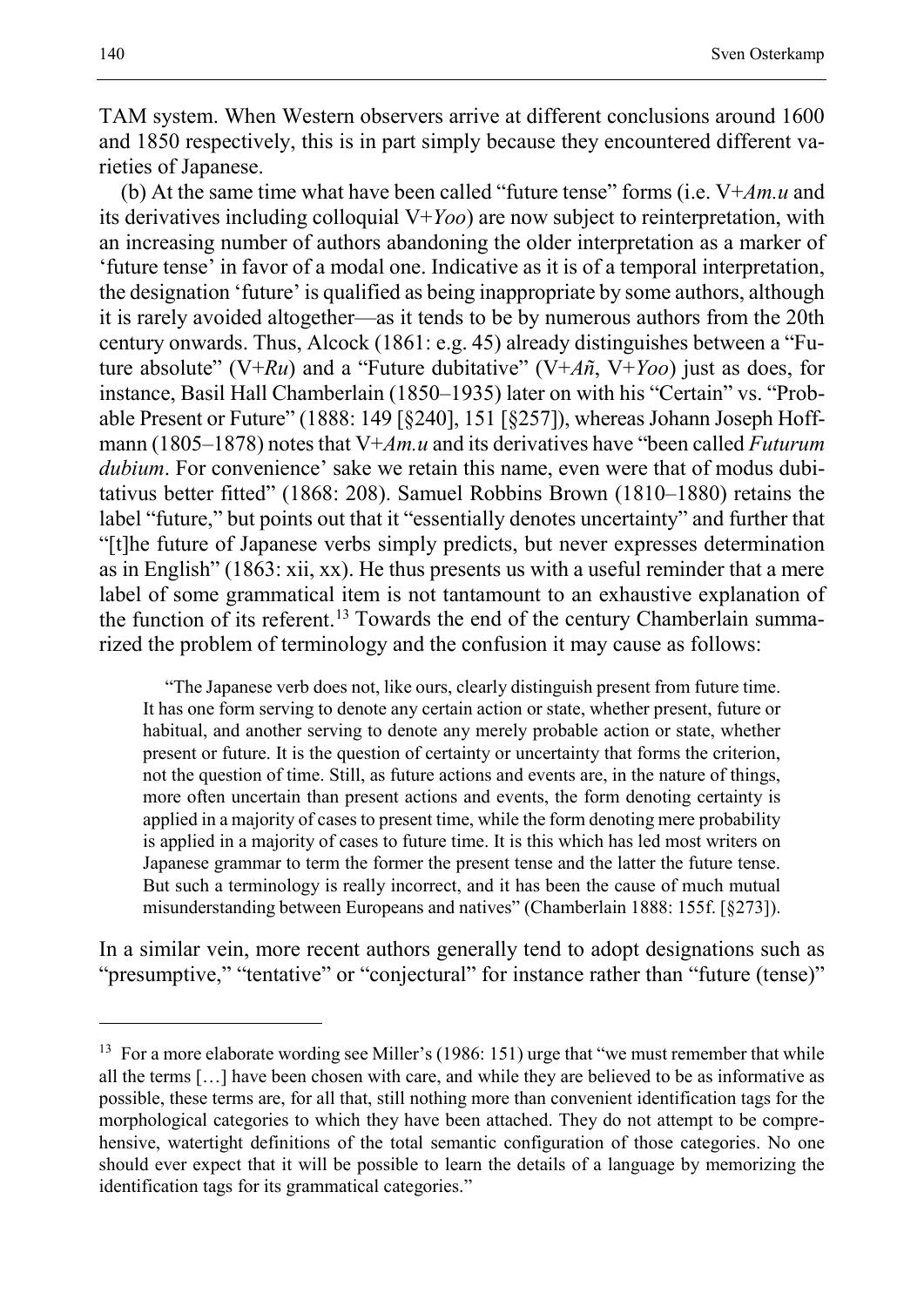TAM system. When Western observers arrive at different conclusions around 1600 and 1850 respectively, this is in part simply because they encountered different varieties of Japanese.

(b) At the same time what have been called "future tense" forms (i.e. V+*Am.u* and its derivatives including colloquial V+*Yoo*) are now subject to reinterpretation, with an increasing number of authors abandoning the older interpretation as a marker of 'future tense' in favor of a modal one. Indicative as it is of a temporal interpretation, the designation 'future' is qualified as being inappropriate by some authors, although it is rarely avoided altogether—as it tends to be by numerous authors from the 20th century onwards. Thus, Alcock (1861: e.g. 45) already distinguishes between a "Future absolute" (V+*Ru*) and a "Future dubitative" (V+*Añ*, V+*Yoo*) just as does, for instance, Basil Hall Chamberlain (1850–1935) later on with his "Certain" vs. "Probable Present or Future" (1888: 149 [§240], 151 [§257]), whereas Johann Joseph Hoffmann (1805–1878) notes that V+*Am.u* and its derivatives have "been called *Futurum dubium*. For convenience' sake we retain this name, even were that of modus dubitativus better fitted" (1868: 208). Samuel Robbins Brown (1810–1880) retains the label "future," but points out that it "essentially denotes uncertainty" and further that "[t]he future of Japanese verbs simply predicts, but never expresses determination as in English" (1863: xii, xx). He thus presents us with a useful reminder that a mere label of some grammatical item is not tantamount to an exhaustive explanation of the function of its referent.[13] Towards the end of the century Chamberlain summarized the problem of terminology and the confusion it may cause as follows:

> "The Japanese verb does not, like ours, clearly distinguish present from future time. It has one form serving to denote any certain action or state, whether present, future or habitual, and another serving to denote any merely probable action or state, whether present or future. It is the question of certainty or uncertainty that forms the criterion, not the question of time. Still, as future actions and events are, in the nature of things, more often uncertain than present actions and events, the form denoting certainty is applied in a majority of cases to present time, while the form denoting mere probability is applied in a majority of cases to future time. It is this which has led most writers on Japanese grammar to term the former the present tense and the latter the future tense. But such a terminology is really incorrect, and it has been the cause of much mutual misunderstanding between Europeans and natives" (Chamberlain 1888: 155f. [§273]).

In a similar vein, more recent authors generally tend to adopt designations such as "presumptive," "tentative" or "conjectural" for instance rather than "future (tense)"

---

[13] For a more elaborate wording see Miller's (1986: 151) urge that "we must remember that while all the terms […] have been chosen with care, and while they are believed to be as informative as possible, these terms are, for all that, still nothing more than convenient identification tags for the morphological categories to which they have been attached. They do not attempt to be comprehensive, watertight definitions of the total semantic configuration of those categories. No one should ever expect that it will be possible to learn the details of a language by memorizing the identification tags for its grammatical categories."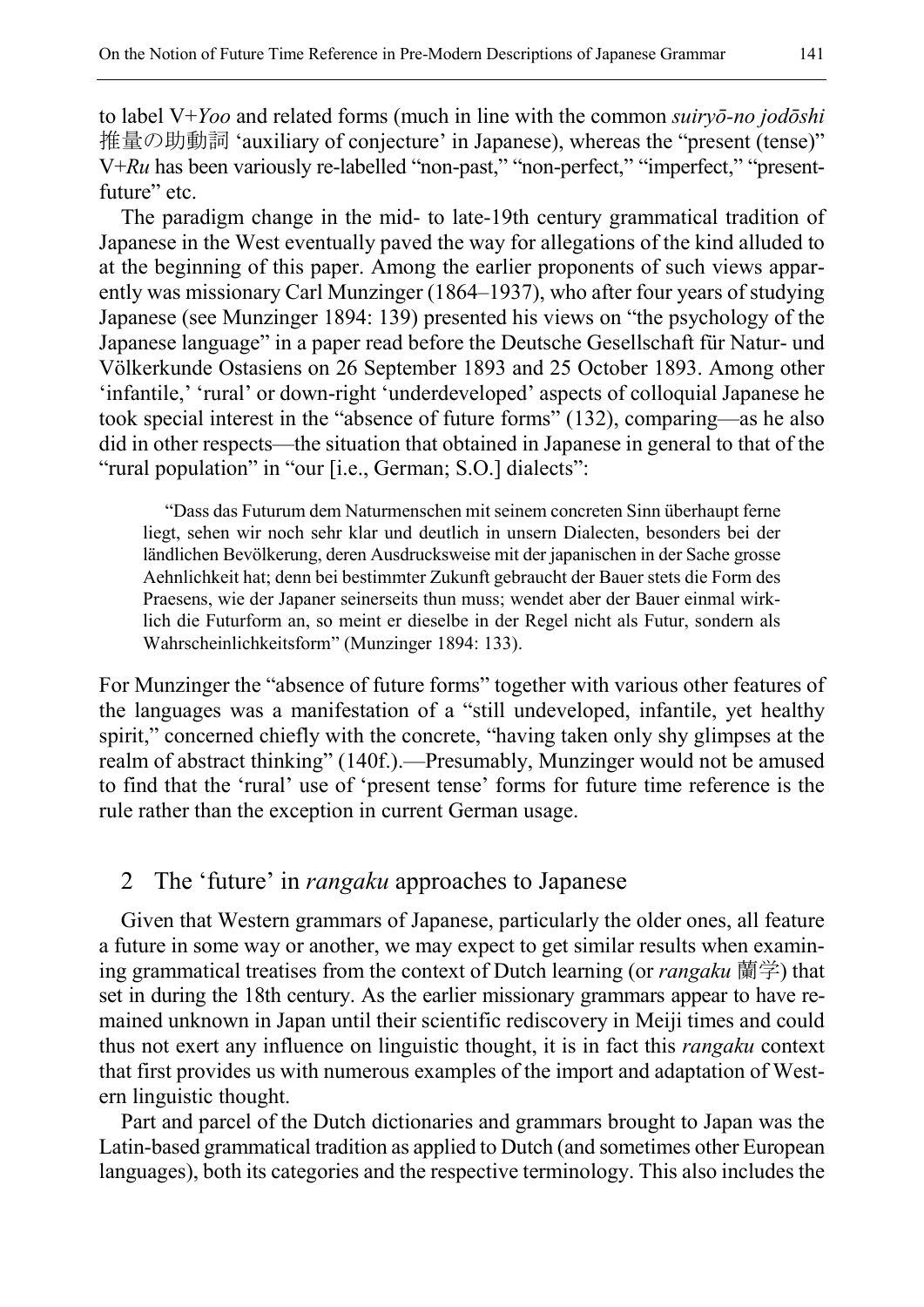to label V+*Yoo* and related forms (much in line with the common *suiryō-no jodōshi* 推量の助動詞 'auxiliary of conjecture' in Japanese), whereas the "present (tense)" V+*Ru* has been variously re-labelled "non-past," "non-perfect," "imperfect," "present-future" etc.

The paradigm change in the mid- to late-19th century grammatical tradition of Japanese in the West eventually paved the way for allegations of the kind alluded to at the beginning of this paper. Among the earlier proponents of such views apparently was missionary Carl Munzinger (1864–1937), who after four years of studying Japanese (see Munzinger 1894: 139) presented his views on "the psychology of the Japanese language" in a paper read before the Deutsche Gesellschaft für Natur- und Völkerkunde Ostasiens on 26 September 1893 and 25 October 1893. Among other 'infantile,' 'rural' or down-right 'underdeveloped' aspects of colloquial Japanese he took special interest in the "absence of future forms" (132), comparing—as he also did in other respects—the situation that obtained in Japanese in general to that of the "rural population" in "our [i.e., German; S.O.] dialects":

> "Dass das Futurum dem Naturmenschen mit seinem concreten Sinn überhaupt ferne liegt, sehen wir noch sehr klar und deutlich in unsern Dialecten, besonders bei der ländlichen Bevölkerung, deren Ausdrucksweise mit der japanischen in der Sache grosse Aehnlichkeit hat; denn bei bestimmter Zukunft gebraucht der Bauer stets die Form des Praesens, wie der Japaner seinerseits thun muss; wendet aber der Bauer einmal wirklich die Futurform an, so meint er dieselbe in der Regel nicht als Futur, sondern als Wahrscheinlichkeitsform" (Munzinger 1894: 133).

For Munzinger the "absence of future forms" together with various other features of the languages was a manifestation of a "still undeveloped, infantile, yet healthy spirit," concerned chiefly with the concrete, "having taken only shy glimpses at the realm of abstract thinking" (140f.).—Presumably, Munzinger would not be amused to find that the 'rural' use of 'present tense' forms for future time reference is the rule rather than the exception in current German usage.

## 2 The 'future' in *rangaku* approaches to Japanese

Given that Western grammars of Japanese, particularly the older ones, all feature a future in some way or another, we may expect to get similar results when examining grammatical treatises from the context of Dutch learning (or *rangaku* 蘭学) that set in during the 18th century. As the earlier missionary grammars appear to have remained unknown in Japan until their scientific rediscovery in Meiji times and could thus not exert any influence on linguistic thought, it is in fact this *rangaku* context that first provides us with numerous examples of the import and adaptation of Western linguistic thought.

Part and parcel of the Dutch dictionaries and grammars brought to Japan was the Latin-based grammatical tradition as applied to Dutch (and sometimes other European languages), both its categories and the respective terminology. This also includes the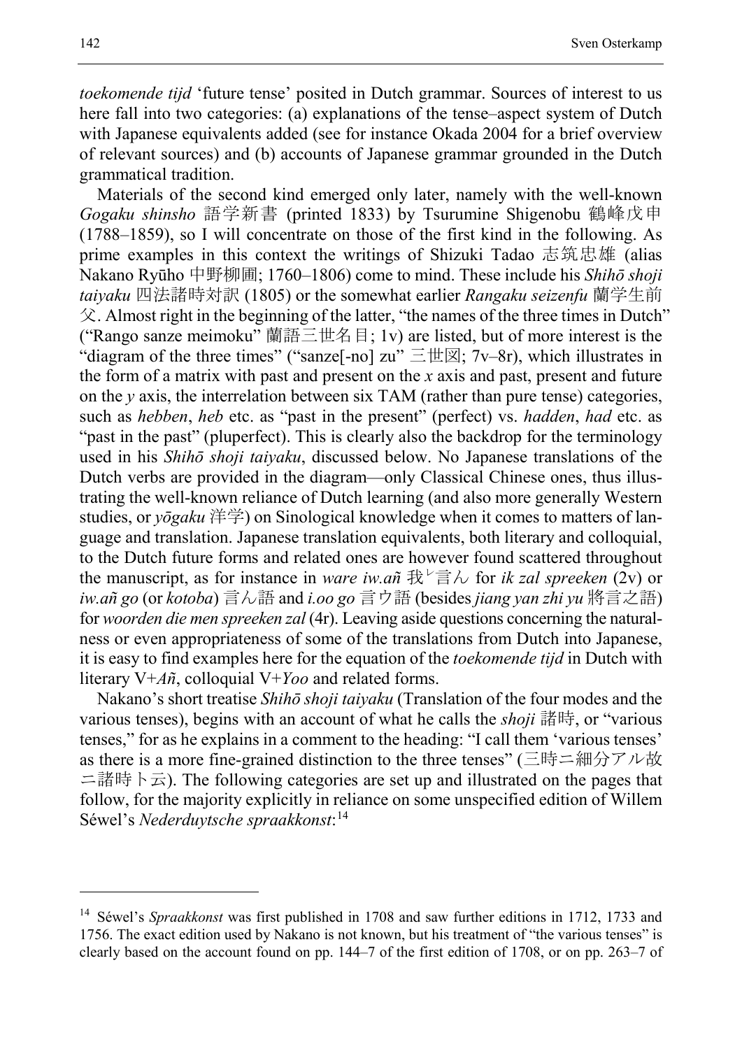*toekomende tijd* 'future tense' posited in Dutch grammar. Sources of interest to us here fall into two categories: (a) explanations of the tense–aspect system of Dutch with Japanese equivalents added (see for instance Okada 2004 for a brief overview of relevant sources) and (b) accounts of Japanese grammar grounded in the Dutch grammatical tradition.

Materials of the second kind emerged only later, namely with the well-known *Gogaku shinsho* 語学新書 (printed 1833) by Tsurumine Shigenobu 鶴峰戊申 (1788–1859), so I will concentrate on those of the first kind in the following. As prime examples in this context the writings of Shizuki Tadao 志筑忠雄 (alias Nakano Ryūho 中野柳圃; 1760–1806) come to mind. These include his *Shihō shoji taiyaku* 四法諸時対訳 (1805) or the somewhat earlier *Rangaku seizenfu* 蘭学生前父. Almost right in the beginning of the latter, "the names of the three times in Dutch" ("Rango sanze meimoku" 蘭語三世名目; 1v) are listed, but of more interest is the "diagram of the three times" ("sanze[-no] zu" 三世図; 7v–8r), which illustrates in the form of a matrix with past and present on the *x* axis and past, present and future on the *y* axis, the interrelation between six TAM (rather than pure tense) categories, such as *hebben*, *heb* etc. as "past in the present" (perfect) vs. *hadden*, *had* etc. as "past in the past" (pluperfect). This is clearly also the backdrop for the terminology used in his *Shihō shoji taiyaku*, discussed below. No Japanese translations of the Dutch verbs are provided in the diagram—only Classical Chinese ones, thus illustrating the well-known reliance of Dutch learning (and also more generally Western studies, or *yōgaku* 洋学) on Sinological knowledge when it comes to matters of language and translation. Japanese translation equivalents, both literary and colloquial, to the Dutch future forms and related ones are however found scattered throughout the manuscript, as for instance in *ware iw.añ* 我レ言ん for *ik zal spreeken* (2v) or *iw.añ go* (or *kotoba*) 言ん語 and *i.oo go* 言ウ語 (besides *jiang yan zhi yu* 將言之語) for *woorden die men spreeken zal* (4r). Leaving aside questions concerning the naturalness or even appropriateness of some of the translations from Dutch into Japanese, it is easy to find examples here for the equation of the *toekomende tijd* in Dutch with literary V+*Añ*, colloquial V+*Yoo* and related forms.

Nakano's short treatise *Shihō shoji taiyaku* (Translation of the four modes and the various tenses), begins with an account of what he calls the *shoji* 諸時, or "various tenses," for as he explains in a comment to the heading: "I call them 'various tenses' as there is a more fine-grained distinction to the three tenses" (三時ニ細分アル故ニ諸時ト云). The following categories are set up and illustrated on the pages that follow, for the majority explicitly in reliance on some unspecified edition of Willem Séwel's *Nederduytsche spraakkonst*:[14]

---

[14] Séwel's *Spraakkonst* was first published in 1708 and saw further editions in 1712, 1733 and 1756. The exact edition used by Nakano is not known, but his treatment of "the various tenses" is clearly based on the account found on pp. 144–7 of the first edition of 1708, or on pp. 263–7 of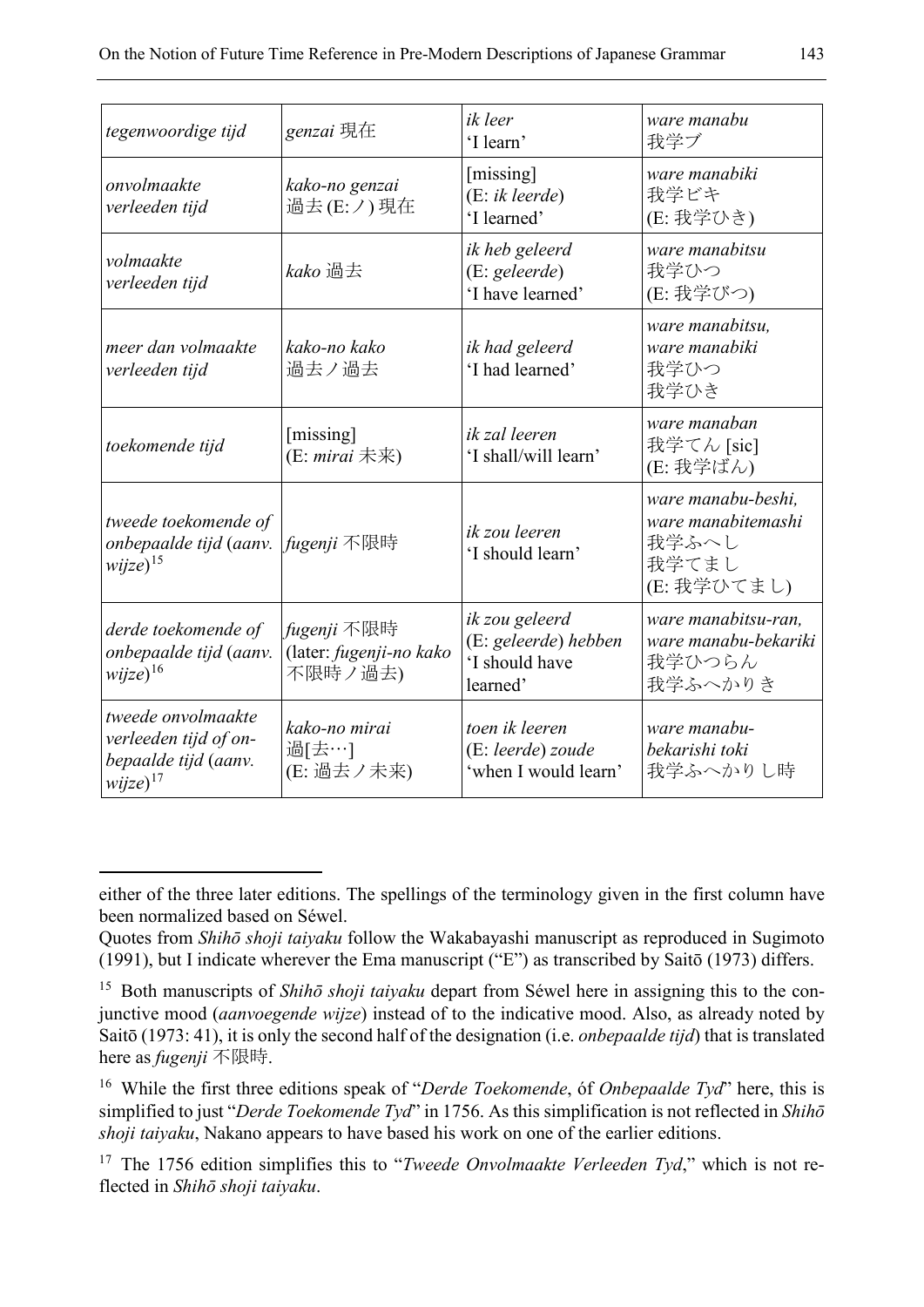| *tegenwoordige tijd* | *genzai* 現在 | *ik leer*<br>'I learn' | *ware manabu*<br>我学ブ |
|---|---|---|---|
| *onvolmaakte verleeden tijd* | *kako-no genzai*<br>過去 (E:ノ) 現在 | [missing]<br>(E: *ik leerde*)<br>'I learned' | *ware manabiki*<br>我学ビキ<br>(E: 我学ひき) |
| *volmaakte verleeden tijd* | *kako* 過去 | *ik heb geleerd*<br>(E: *geleerde*)<br>'I have learned' | *ware manabitsu*<br>我学ひつ<br>(E: 我学びつ) |
| *meer dan volmaakte verleeden tijd* | *kako-no kako*<br>過去ノ過去 | *ik had geleerd*<br>'I had learned' | *ware manabitsu, ware manabiki*<br>我学ひつ<br>我学ひき |
| *toekomende tijd* | [missing]<br>(E: *mirai* 未来) | *ik zal leeren*<br>'I shall/will learn' | *ware manaban*<br>我学てん [sic]<br>(E: 我学ばん) |
| *tweede toekomende of onbepaalde tijd* (*aanv. wijze*)[15] | *fugenji* 不限時 | *ik zou leeren*<br>'I should learn' | *ware manabu-beshi, ware manabitemashi*<br>我学ふへし<br>我学てまし<br>(E: 我学ひてまし) |
| *derde toekomende of onbepaalde tijd* (*aanv. wijze*)[16] | *fugenji* 不限時<br>(later: *fugenji-no kako* 不限時ノ過去) | *ik zou geleerd* (E: *geleerde*) *hebben*<br>'I should have learned' | *ware manabitsu-ran, ware manabu-bekariki*<br>我学ひつらん<br>我学ふへかりき |
| *tweede onvolmaakte verleeden tijd of onbepaalde tijd* (*aanv. wijze*)[17] | *kako-no mirai*<br>過[去…]<br>(E: 過去ノ未来) | *toen ik leeren* (E: *leerde*) *zoude*<br>'when I would learn' | *ware manabu-bekarishi toki*<br>我学ふへかりし時 |

either of the three later editions. The spellings of the terminology given in the first column have been normalized based on Séwel.

Quotes from *Shihō shoji taiyaku* follow the Wakabayashi manuscript as reproduced in Sugimoto (1991), but I indicate wherever the Ema manuscript ("E") as transcribed by Saitō (1973) differs.

[15] Both manuscripts of *Shihō shoji taiyaku* depart from Séwel here in assigning this to the conjunctive mood (*aanvoegende wijze*) instead of to the indicative mood. Also, as already noted by Saitō (1973: 41), it is only the second half of the designation (i.e. *onbepaalde tijd*) that is translated here as *fugenji* 不限時.

[16] While the first three editions speak of "*Derde Toekomende*, ó*f Onbepaalde Tyd*" here, this is simplified to just "*Derde Toekomende Tyd*" in 1756. As this simplification is not reflected in *Shihō shoji taiyaku*, Nakano appears to have based his work on one of the earlier editions.

[17] The 1756 edition simplifies this to "*Tweede Onvolmaakte Verleeden Tyd*," which is not reflected in *Shihō shoji taiyaku*.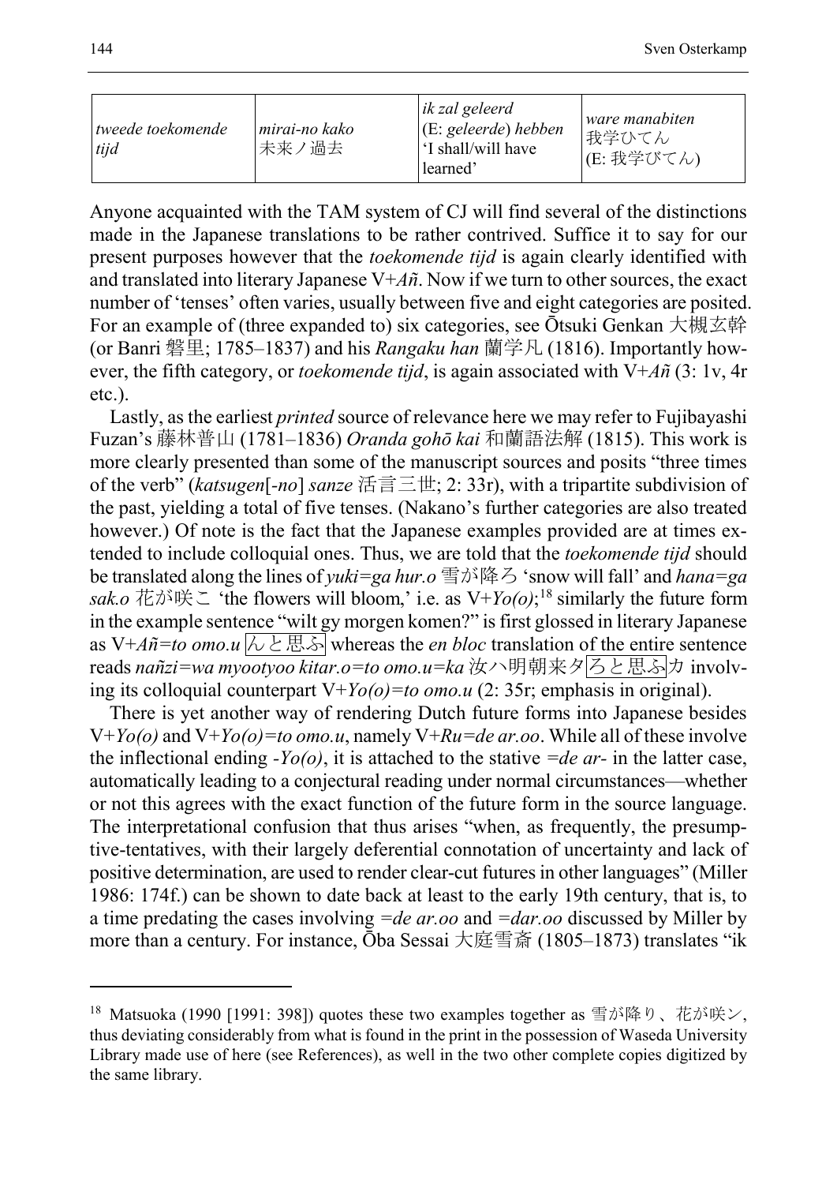| *tweede toekomende tijd* | *mirai-no kako* 未来ノ過去 | *ik zal geleerd* (E: *geleerde*) *hebben* 'I shall/will have learned' | *ware manabiten* 我学ひてん (E: 我学びてん) |
|---|---|---|---|

Anyone acquainted with the TAM system of CJ will find several of the distinctions made in the Japanese translations to be rather contrived. Suffice it to say for our present purposes however that the *toekomende tijd* is again clearly identified with and translated into literary Japanese V+*Añ*. Now if we turn to other sources, the exact number of 'tenses' often varies, usually between five and eight categories are posited. For an example of (three expanded to) six categories, see Ōtsuki Genkan 大槻玄幹 (or Banri 磐里; 1785–1837) and his *Rangaku han* 蘭学凡 (1816). Importantly however, the fifth category, or *toekomende tijd*, is again associated with V+*Añ* (3: 1v, 4r etc.).

Lastly, as the earliest *printed* source of relevance here we may refer to Fujibayashi Fuzan's 藤林普山 (1781–1836) *Oranda gohō kai* 和蘭語法解 (1815). This work is more clearly presented than some of the manuscript sources and posits "three times of the verb" (*katsugen*[*-no*] *sanze* 活言三世; 2: 33r), with a tripartite subdivision of the past, yielding a total of five tenses. (Nakano's further categories are also treated however.) Of note is the fact that the Japanese examples provided are at times extended to include colloquial ones. Thus, we are told that the *toekomende tijd* should be translated along the lines of *yuki=ga hur.o* 雪が降ろ 'snow will fall' and *hana=ga sak.o* 花が咲こ 'the flowers will bloom,' i.e. as V+*Yo(o)*;[18] similarly the future form in the example sentence "wilt gy morgen komen?" is first glossed in literary Japanese as V+*Añ=to omo.u* んと思ふ whereas the *en bloc* translation of the entire sentence reads *nañzi=wa myootyoo kitar.o=to omo.u=ka* 汝ハ明朝来タろと思ふカ involving its colloquial counterpart V+*Yo(o)=to omo.u* (2: 35r; emphasis in original).

There is yet another way of rendering Dutch future forms into Japanese besides V+*Yo(o)* and V+*Yo(o)=to omo.u*, namely V+*Ru=de ar.oo*. While all of these involve the inflectional ending *-Yo(o)*, it is attached to the stative *=de ar-* in the latter case, automatically leading to a conjectural reading under normal circumstances—whether or not this agrees with the exact function of the future form in the source language. The interpretational confusion that thus arises "when, as frequently, the presumptive-tentatives, with their largely deferential connotation of uncertainty and lack of positive determination, are used to render clear-cut futures in other languages" (Miller 1986: 174f.) can be shown to date back at least to the early 19th century, that is, to a time predating the cases involving *=de ar.oo* and *=dar.oo* discussed by Miller by more than a century. For instance, Ōba Sessai 大庭雪斎 (1805–1873) translates "ik

[18] Matsuoka (1990 [1991: 398]) quotes these two examples together as 雪が降り、花が咲ン, thus deviating considerably from what is found in the print in the possession of Waseda University Library made use of here (see References), as well in the two other complete copies digitized by the same library.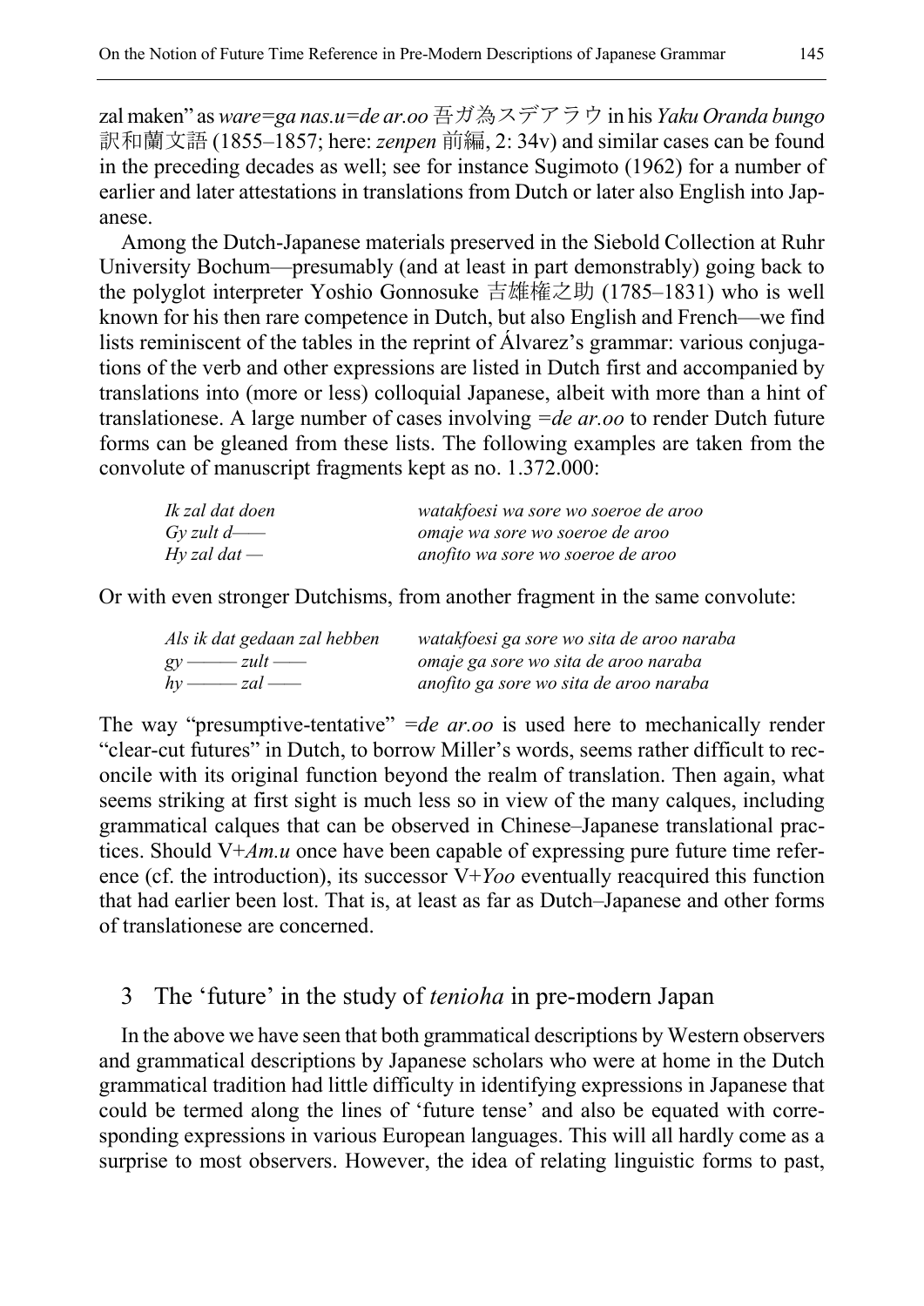zal maken" as *ware=ga nas.u=de ar.oo* 吾ガ為スデアラウ in his *Yaku Oranda bungo* 訳和蘭文語 (1855–1857; here: *zenpen* 前編, 2: 34v) and similar cases can be found in the preceding decades as well; see for instance Sugimoto (1962) for a number of earlier and later attestations in translations from Dutch or later also English into Japanese.

Among the Dutch-Japanese materials preserved in the Siebold Collection at Ruhr University Bochum—presumably (and at least in part demonstrably) going back to the polyglot interpreter Yoshio Gonnosuke 吉雄権之助 (1785–1831) who is well known for his then rare competence in Dutch, but also English and French—we find lists reminiscent of the tables in the reprint of Álvarez's grammar: various conjugations of the verb and other expressions are listed in Dutch first and accompanied by translations into (more or less) colloquial Japanese, albeit with more than a hint of translationese. A large number of cases involving *=de ar.oo* to render Dutch future forms can be gleaned from these lists. The following examples are taken from the convolute of manuscript fragments kept as no. 1.372.000:

| | |
|---|---|
| *Ik zal dat doen* | *watakfoesi wa sore wo soeroe de aroo* |
| *Gy zult d——* | *omaje wa sore wo soeroe de aroo* |
| *Hy zal dat —* | *anofito wa sore wo soeroe de aroo* |

Or with even stronger Dutchisms, from another fragment in the same convolute:

| | |
|---|---|
| *Als ik dat gedaan zal hebben* | *watakfoesi ga sore wo sita de aroo naraba* |
| *gy ——— zult ——* | *omaje ga sore wo sita de aroo naraba* |
| *hy ——— zal ——* | *anofito ga sore wo sita de aroo naraba* |

The way "presumptive-tentative" *=de ar.oo* is used here to mechanically render "clear-cut futures" in Dutch, to borrow Miller's words, seems rather difficult to reconcile with its original function beyond the realm of translation. Then again, what seems striking at first sight is much less so in view of the many calques, including grammatical calques that can be observed in Chinese–Japanese translational practices. Should V+*Am.u* once have been capable of expressing pure future time reference (cf. the introduction), its successor V+*Yoo* eventually reacquired this function that had earlier been lost. That is, at least as far as Dutch–Japanese and other forms of translationese are concerned.

## 3 The 'future' in the study of *tenioha* in pre-modern Japan

In the above we have seen that both grammatical descriptions by Western observers and grammatical descriptions by Japanese scholars who were at home in the Dutch grammatical tradition had little difficulty in identifying expressions in Japanese that could be termed along the lines of 'future tense' and also be equated with corresponding expressions in various European languages. This will all hardly come as a surprise to most observers. However, the idea of relating linguistic forms to past,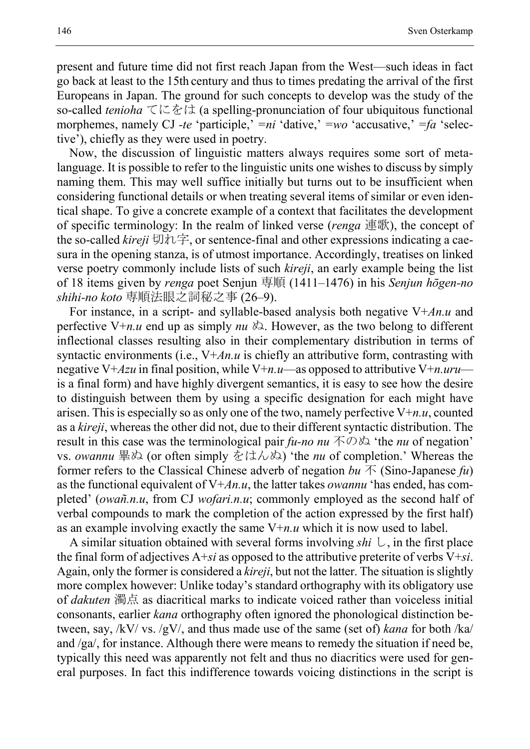present and future time did not first reach Japan from the West—such ideas in fact go back at least to the 15th century and thus to times predating the arrival of the first Europeans in Japan. The ground for such concepts to develop was the study of the so-called *tenioha* てにをは (a spelling-pronunciation of four ubiquitous functional morphemes, namely CJ *-te* 'participle,' *=ni* 'dative,' *=wo* 'accusative,' *=fa* 'selective'), chiefly as they were used in poetry.

Now, the discussion of linguistic matters always requires some sort of metalanguage. It is possible to refer to the linguistic units one wishes to discuss by simply naming them. This may well suffice initially but turns out to be insufficient when considering functional details or when treating several items of similar or even identical shape. To give a concrete example of a context that facilitates the development of specific terminology: In the realm of linked verse (*renga* 連歌), the concept of the so-called *kireji* 切れ字, or sentence-final and other expressions indicating a caesura in the opening stanza, is of utmost importance. Accordingly, treatises on linked verse poetry commonly include lists of such *kireji*, an early example being the list of 18 items given by *renga* poet Senjun 専順 (1411–1476) in his *Senjun hōgen-no shihi-no koto* 専順法眼之詞秘之事 (26–9).

For instance, in a script- and syllable-based analysis both negative V+*An.u* and perfective V+*n.u* end up as simply *nu* ぬ. However, as the two belong to different inflectional classes resulting also in their complementary distribution in terms of syntactic environments (i.e., V+*An.u* is chiefly an attributive form, contrasting with negative V+*Azu* in final position, while V+*n.u*—as opposed to attributive V+*n.uru*—is a final form) and have highly divergent semantics, it is easy to see how the desire to distinguish between them by using a specific designation for each might have arisen. This is especially so as only one of the two, namely perfective V+*n.u*, counted as a *kireji*, whereas the other did not, due to their different syntactic distribution. The result in this case was the terminological pair *fu-no nu* 不のぬ 'the *nu* of negation' vs. *owannu* 畢ぬ (or often simply をはんぬ) 'the *nu* of completion.' Whereas the former refers to the Classical Chinese adverb of negation *bu* 不 (Sino-Japanese *fu*) as the functional equivalent of V+*An.u*, the latter takes *owannu* 'has ended, has completed' (*owañ.n.u*, from CJ *wofari.n.u*; commonly employed as the second half of verbal compounds to mark the completion of the action expressed by the first half) as an example involving exactly the same V+*n.u* which it is now used to label.

A similar situation obtained with several forms involving *shi* し, in the first place the final form of adjectives A+*si* as opposed to the attributive preterite of verbs V+*si*. Again, only the former is considered a *kireji*, but not the latter. The situation is slightly more complex however: Unlike today's standard orthography with its obligatory use of *dakuten* 濁点 as diacritical marks to indicate voiced rather than voiceless initial consonants, earlier *kana* orthography often ignored the phonological distinction between, say, /kV/ vs. /gV/, and thus made use of the same (set of) *kana* for both /ka/ and /ga/, for instance. Although there were means to remedy the situation if need be, typically this need was apparently not felt and thus no diacritics were used for general purposes. In fact this indifference towards voicing distinctions in the script is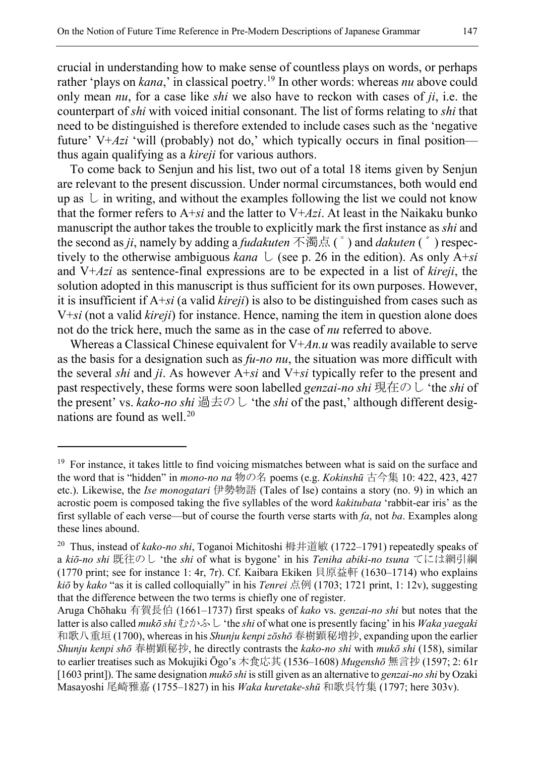crucial in understanding how to make sense of countless plays on words, or perhaps rather 'plays on *kana*,' in classical poetry.[19] In other words: whereas *nu* above could only mean *nu*, for a case like *shi* we also have to reckon with cases of *ji*, i.e. the counterpart of *shi* with voiced initial consonant. The list of forms relating to *shi* that need to be distinguished is therefore extended to include cases such as the 'negative future' V+*Azi* 'will (probably) not do,' which typically occurs in final position—thus again qualifying as a *kireji* for various authors.

To come back to Senjun and his list, two out of a total 18 items given by Senjun are relevant to the present discussion. Under normal circumstances, both would end up as し in writing, and without the examples following the list we could not know that the former refers to A+*si* and the latter to V+*Azi*. At least in the Naikaku bunko manuscript the author takes the trouble to explicitly mark the first instance as *shi* and the second as *ji*, namely by adding a *fudakuten* 不濁点 (゜) and *dakuten* (゛) respectively to the otherwise ambiguous *kana* し (see p. 26 in the edition). As only A+*si* and V+*Azi* as sentence-final expressions are to be expected in a list of *kireji*, the solution adopted in this manuscript is thus sufficient for its own purposes. However, it is insufficient if A+*si* (a valid *kireji*) is also to be distinguished from cases such as V+*si* (not a valid *kireji*) for instance. Hence, naming the item in question alone does not do the trick here, much the same as in the case of *nu* referred to above.

Whereas a Classical Chinese equivalent for V+*An.u* was readily available to serve as the basis for a designation such as *fu-no nu*, the situation was more difficult with the several *shi* and *ji*. As however A+*si* and V+*si* typically refer to the present and past respectively, these forms were soon labelled *genzai-no shi* 現在のし 'the *shi* of the present' vs. *kako-no shi* 過去のし 'the *shi* of the past,' although different designations are found as well.[20]

---

[19] For instance, it takes little to find voicing mismatches between what is said on the surface and the word that is "hidden" in *mono-no na* 物の名 poems (e.g. *Kokinshū* 古今集 10: 422, 423, 427 etc.). Likewise, the *Ise monogatari* 伊勢物語 (Tales of Ise) contains a story (no. 9) in which an acrostic poem is composed taking the five syllables of the word *kakitubata* 'rabbit-ear iris' as the first syllable of each verse—but of course the fourth verse starts with *fa*, not *ba*. Examples along these lines abound.

[20] Thus, instead of *kako-no shi*, Toganoi Michitoshi 栂井道敏 (1722–1791) repeatedly speaks of a *kiō-no shi* 既往のし 'the *shi* of what is bygone' in his *Teniha abiki-no tsuna* てには網引綱 (1770 print; see for instance 1: 4r, 7r). Cf. Kaibara Ekiken 貝原益軒 (1630–1714) who explains *kiō* by *kako* "as it is called colloquially" in his *Tenrei* 点例 (1703; 1721 print, 1: 12v), suggesting that the difference between the two terms is chiefly one of register.

Aruga Chōhaku 有賀長伯 (1661–1737) first speaks of *kako* vs. *genzai-no shi* but notes that the latter is also called *mukō shi* むかふし 'the *shi* of what one is presently facing' in his *Waka yaegaki* 和歌八重垣 (1700), whereas in his *Shunju kenpi zōshō* 春樹顕秘増抄, expanding upon the earlier *Shunju kenpi shō* 春樹顕秘抄, he directly contrasts the *kako-no shi* with *mukō shi* (158), similar to earlier treatises such as Mokujiki Ōgo's 木食応其 (1536–1608) *Mugenshō* 無言抄 (1597; 2: 61r [1603 print]). The same designation *mukō shi* is still given as an alternative to *genzai-no shi* by Ozaki Masayoshi 尾崎雅嘉 (1755–1827) in his *Waka kuretake-shū* 和歌呉竹集 (1797; here 303v).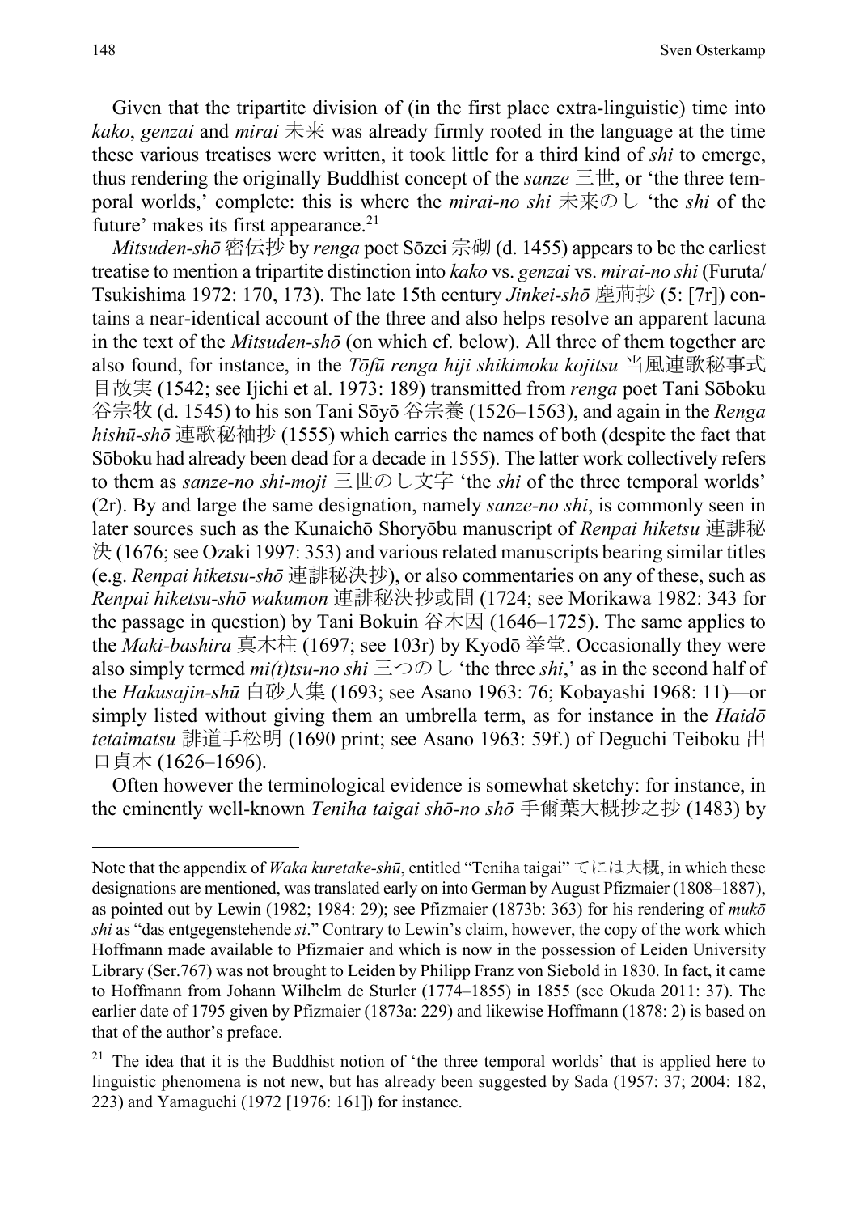Given that the tripartite division of (in the first place extra-linguistic) time into *kako*, *genzai* and *mirai* 未来 was already firmly rooted in the language at the time these various treatises were written, it took little for a third kind of *shi* to emerge, thus rendering the originally Buddhist concept of the *sanze* 三世, or 'the three temporal worlds,' complete: this is where the *mirai-no shi* 未来のし 'the *shi* of the future' makes its first appearance.[21]

*Mitsuden-shō* 密伝抄 by *renga* poet Sōzei 宗砌 (d. 1455) appears to be the earliest treatise to mention a tripartite distinction into *kako* vs. *genzai* vs. *mirai-no shi* (Furuta/Tsukishima 1972: 170, 173). The late 15th century *Jinkei-shō* 塵荊抄 (5: [7r]) contains a near-identical account of the three and also helps resolve an apparent lacuna in the text of the *Mitsuden-shō* (on which cf. below). All three of them together are also found, for instance, in the *Tōfū renga hiji shikimoku kojitsu* 当風連歌秘事式目故実 (1542; see Ijichi et al. 1973: 189) transmitted from *renga* poet Tani Sōboku 谷宗牧 (d. 1545) to his son Tani Sōyō 谷宗養 (1526–1563), and again in the *Renga hishū-shō* 連歌秘袖抄 (1555) which carries the names of both (despite the fact that Sōboku had already been dead for a decade in 1555). The latter work collectively refers to them as *sanze-no shi-moji* 三世のし文字 'the *shi* of the three temporal worlds' (2r). By and large the same designation, namely *sanze-no shi*, is commonly seen in later sources such as the Kunaichō Shoryōbu manuscript of *Renpai hiketsu* 連誹秘決 (1676; see Ozaki 1997: 353) and various related manuscripts bearing similar titles (e.g. *Renpai hiketsu-shō* 連誹秘決抄), or also commentaries on any of these, such as *Renpai hiketsu-shō wakumon* 連誹秘決抄或問 (1724; see Morikawa 1982: 343 for the passage in question) by Tani Bokuin 谷木因 (1646–1725). The same applies to the *Maki-bashira* 真木柱 (1697; see 103r) by Kyodō 挙堂. Occasionally they were also simply termed *mi(t)tsu-no shi* 三つのし 'the three *shi*,' as in the second half of the *Hakusajin-shū* 白砂人集 (1693; see Asano 1963: 76; Kobayashi 1968: 11)—or simply listed without giving them an umbrella term, as for instance in the *Haidō tetaimatsu* 誹道手松明 (1690 print; see Asano 1963: 59f.) of Deguchi Teiboku 出口貞木 (1626–1696).

Often however the terminological evidence is somewhat sketchy: for instance, in the eminently well-known *Teniha taigai shō-no shō* 手爾葉大概抄之抄 (1483) by

---

Note that the appendix of *Waka kuretake-shū*, entitled "Teniha taigai" てには大概, in which these designations are mentioned, was translated early on into German by August Pfizmaier (1808–1887), as pointed out by Lewin (1982; 1984: 29); see Pfizmaier (1873b: 363) for his rendering of *mukō shi* as "das entgegenstehende *si*." Contrary to Lewin's claim, however, the copy of the work which Hoffmann made available to Pfizmaier and which is now in the possession of Leiden University Library (Ser.767) was not brought to Leiden by Philipp Franz von Siebold in 1830. In fact, it came to Hoffmann from Johann Wilhelm de Sturler (1774–1855) in 1855 (see Okuda 2011: 37). The earlier date of 1795 given by Pfizmaier (1873a: 229) and likewise Hoffmann (1878: 2) is based on that of the author's preface.

[21] The idea that it is the Buddhist notion of 'the three temporal worlds' that is applied here to linguistic phenomena is not new, but has already been suggested by Sada (1957: 37; 2004: 182, 223) and Yamaguchi (1972 [1976: 161]) for instance.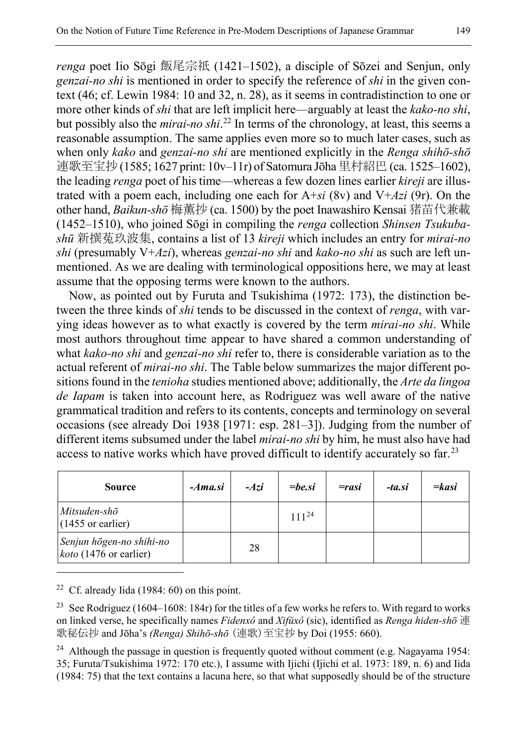*renga* poet Iio Sōgi 飯尾宗祇 (1421–1502), a disciple of Sōzei and Senjun, only *genzai-no shi* is mentioned in order to specify the reference of *shi* in the given context (46; cf. Lewin 1984: 10 and 32, n. 28), as it seems in contradistinction to one or more other kinds of *shi* that are left implicit here—arguably at least the *kako-no shi*, but possibly also the *mirai-no shi*.[22] In terms of the chronology, at least, this seems a reasonable assumption. The same applies even more so to much later cases, such as when only *kako* and *genzai-no shi* are mentioned explicitly in the *Renga shihō-shō* 連歌至宝抄 (1585; 1627 print: 10v–11r) of Satomura Jōha 里村紹巴 (ca. 1525–1602), the leading *renga* poet of his time—whereas a few dozen lines earlier *kireji* are illustrated with a poem each, including one each for A+*si* (8v) and V+*Azi* (9r). On the other hand, *Baikun-shō* 梅薫抄 (ca. 1500) by the poet Inawashiro Kensai 猪苗代兼載 (1452–1510), who joined Sōgi in compiling the *renga* collection *Shinsen Tsukuba-shū* 新撰菟玖波集, contains a list of 13 *kireji* which includes an entry for *mirai-no shi* (presumably V+*Azi*), whereas *genzai-no shi* and *kako-no shi* as such are left unmentioned. As we are dealing with terminological oppositions here, we may at least assume that the opposing terms were known to the authors.

Now, as pointed out by Furuta and Tsukishima (1972: 173), the distinction between the three kinds of *shi* tends to be discussed in the context of *renga*, with varying ideas however as to what exactly is covered by the term *mirai-no shi*. While most authors throughout time appear to have shared a common understanding of what *kako-no shi* and *genzai-no shi* refer to, there is considerable variation as to the actual referent of *mirai-no shi*. The Table below summarizes the major different positions found in the *tenioha* studies mentioned above; additionally, the *Arte da lingoa de Iapam* is taken into account here, as Rodriguez was well aware of the native grammatical tradition and refers to its contents, concepts and terminology on several occasions (see already Doi 1938 [1971: esp. 281–3]). Judging from the number of different items subsumed under the label *mirai-no shi* by him, he must also have had access to native works which have proved difficult to identify accurately so far.[23]

| **Source** | ***-Ama.si*** | ***-Azi*** | ***=be.si*** | ***=rasi*** | ***-ta.si*** | ***=kasi*** |
|---|---|---|---|---|---|---|
| *Mitsuden-shō* (1455 or earlier) | | | 111[24] | | | |
| *Senjun hōgen-no shihi-no koto* (1476 or earlier) | | 28 | | | | |

[22] Cf. already Iida (1984: 60) on this point.

[23] See Rodriguez (1604–1608: 184r) for the titles of a few works he refers to. With regard to works on linked verse, he specifically names *Fidenxô* and *Xifŭxô* (sic), identified as *Renga hiden-shō* 連歌秘伝抄 and Jōha's *(Renga) Shihō-shō* (連歌)至宝抄 by Doi (1955: 660).

[24] Although the passage in question is frequently quoted without comment (e.g. Nagayama 1954: 35; Furuta/Tsukishima 1972: 170 etc.), I assume with Ijichi (Ijichi et al. 1973: 189, n. 6) and Iida (1984: 75) that the text contains a lacuna here, so that what supposedly should be of the structure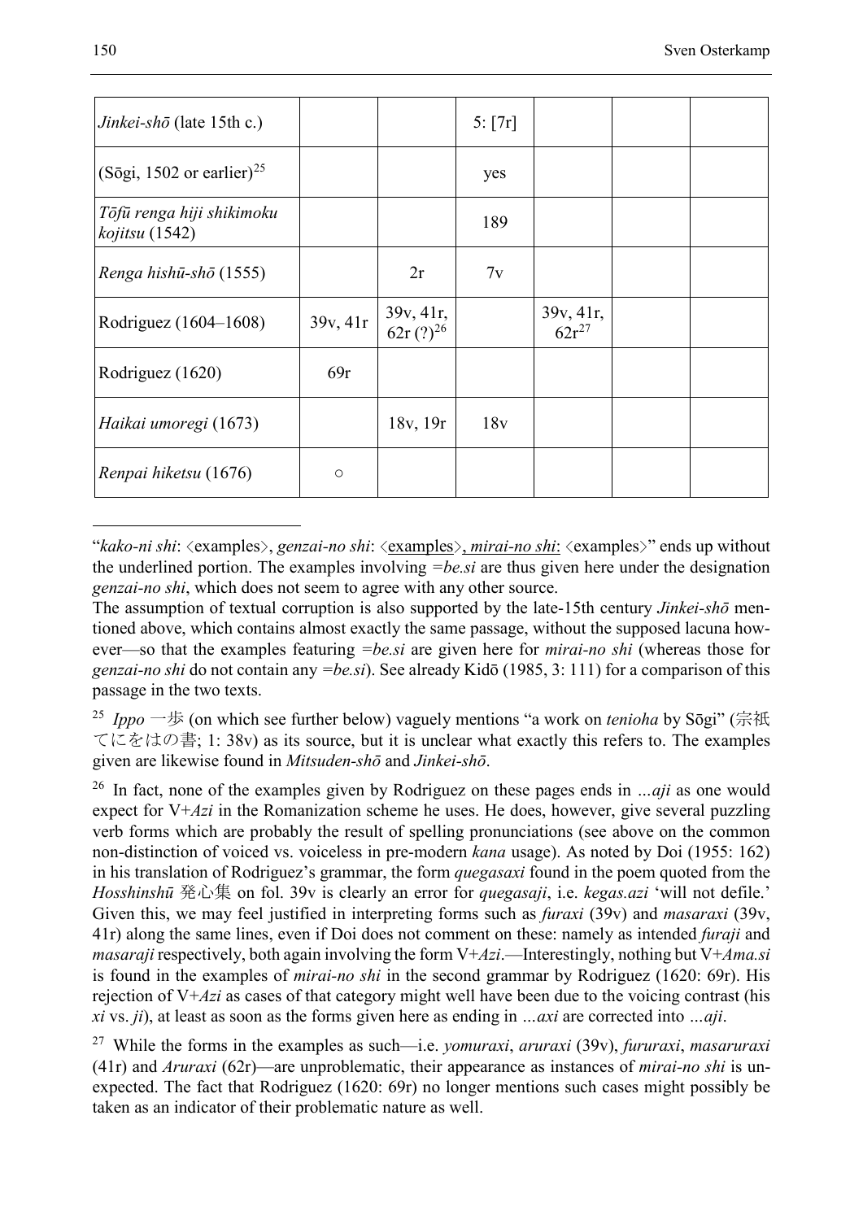| *Jinkei-shō* (late 15th c.) | | | 5: [7r] | | | |
|---|---|---|---|---|---|---|
| (Sōgi, 1502 or earlier)[25] | | | yes | | | |
| *Tōfū renga hiji shikimoku kojitsu* (1542) | | | 189 | | | |
| *Renga hishū-shō* (1555) | | 2r | 7v | | | |
| Rodriguez (1604–1608) | 39v, 41r | 39v, 41r, 62r (?)[26] | | 39v, 41r, 62r[27] | | |
| Rodriguez (1620) | 69r | | | | | |
| *Haikai umoregi* (1673) | | 18v, 19r | 18v | | | |
| *Renpai hiketsu* (1676) | ○ | | | | | |

---

"*kako-ni shi*: ⟨examples⟩, *genzai-no shi*: ⟨examples⟩, *mirai-no shi*: ⟨examples⟩" ends up without the underlined portion. The examples involving *=be.si* are thus given here under the designation *genzai-no shi*, which does not seem to agree with any other source.

The assumption of textual corruption is also supported by the late-15th century *Jinkei-shō* mentioned above, which contains almost exactly the same passage, without the supposed lacuna however—so that the examples featuring *=be.si* are given here for *mirai-no shi* (whereas those for *genzai-no shi* do not contain any *=be.si*). See already Kidō (1985, 3: 111) for a comparison of this passage in the two texts.

[25] *Ippo* 一歩 (on which see further below) vaguely mentions "a work on *tenioha* by Sōgi" (宗祇てにをはの書; 1: 38v) as its source, but it is unclear what exactly this refers to. The examples given are likewise found in *Mitsuden-shō* and *Jinkei-shō*.

[26] In fact, none of the examples given by Rodriguez on these pages ends in *…aji* as one would expect for V+*Azi* in the Romanization scheme he uses. He does, however, give several puzzling verb forms which are probably the result of spelling pronunciations (see above on the common non-distinction of voiced vs. voiceless in pre-modern *kana* usage). As noted by Doi (1955: 162) in his translation of Rodriguez's grammar, the form *quegasaxi* found in the poem quoted from the *Hosshinshū* 発心集 on fol. 39v is clearly an error for *quegasaji*, i.e. *kegas.azi* 'will not defile.' Given this, we may feel justified in interpreting forms such as *furaxi* (39v) and *masaraxi* (39v, 41r) along the same lines, even if Doi does not comment on these: namely as intended *furaji* and *masaraji* respectively, both again involving the form V+*Azi*.—Interestingly, nothing but V+*Ama.si* is found in the examples of *mirai-no shi* in the second grammar by Rodriguez (1620: 69r). His rejection of V+*Azi* as cases of that category might well have been due to the voicing contrast (his *xi* vs. *ji*), at least as soon as the forms given here as ending in *…axi* are corrected into *…aji*.

[27] While the forms in the examples as such—i.e. *yomuraxi*, *aruraxi* (39v), *furu].raxi*, *masaruraxi* (41r) and *Aruraxi* (62r)—are unproblematic, their appearance as instances of *mirai-no shi* is unexpected. The fact that Rodriguez (1620: 69r) no longer mentions such cases might possibly be taken as an indicator of their problematic nature as well.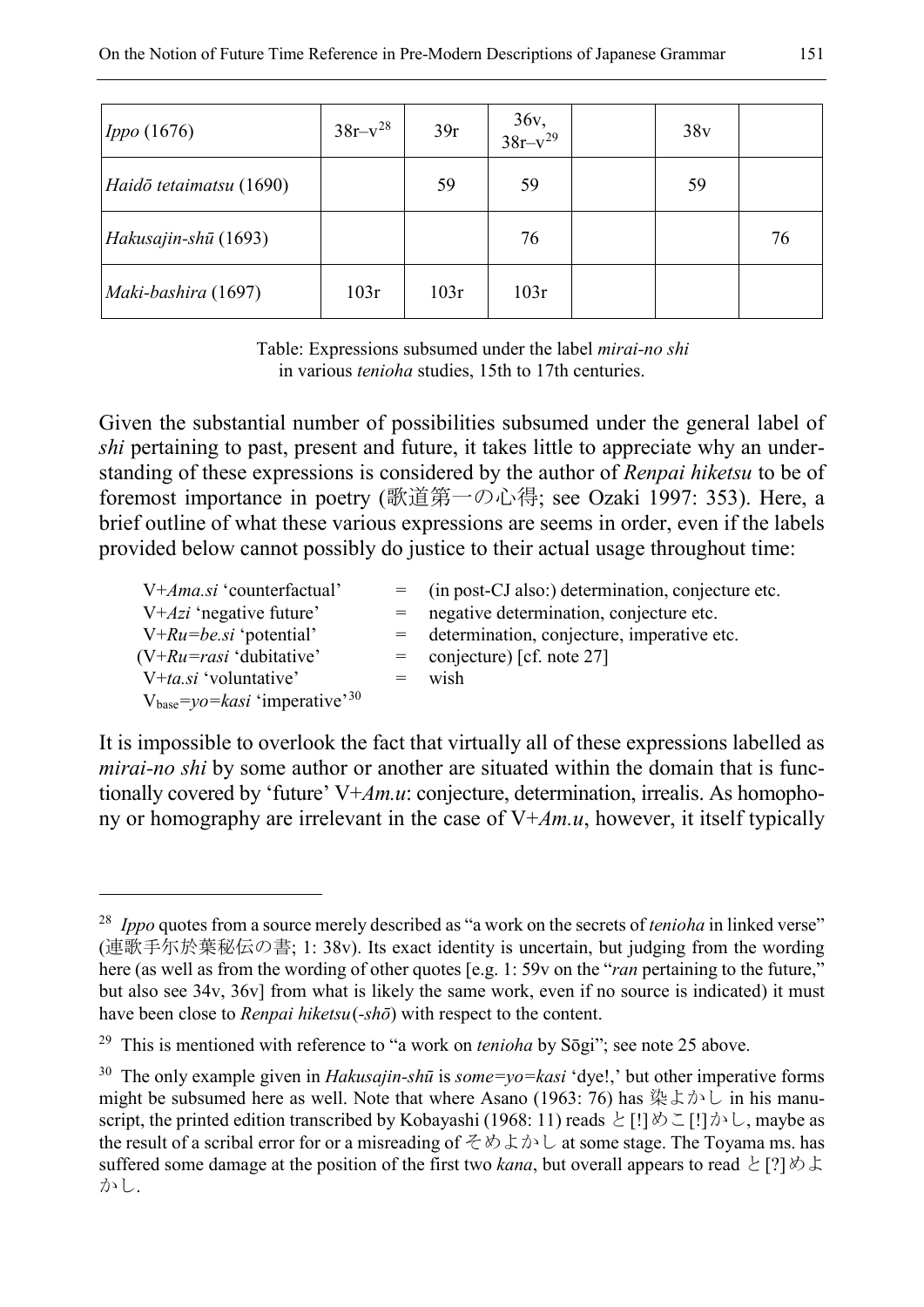| *Ippo* (1676) | 38r–v[28] | 39r | 36v, 38r–v[29] | | 38v | |
|---|---|---|---|---|---|---|
| *Haidō tetaimatsu* (1690) | | 59 | 59 | | 59 | |
| *Hakusajin-shū* (1693) | | | 76 | | | 76 |
| *Maki-bashira* (1697) | 103r | 103r | 103r | | | |

Table: Expressions subsumed under the label *mirai-no shi* in various *tenioha* studies, 15th to 17th centuries.

Given the substantial number of possibilities subsumed under the general label of *shi* pertaining to past, present and future, it takes little to appreciate why an understanding of these expressions is considered by the author of *Renpai hiketsu* to be of foremost importance in poetry (歌道第一の心得; see Ozaki 1997: 353). Here, a brief outline of what these various expressions are seems in order, even if the labels provided below cannot possibly do justice to their actual usage throughout time:

| | | |
|---|---|---|
| V+*Ama.si* 'counterfactual' | = | (in post-CJ also:) determination, conjecture etc. |
| V+*Azi* 'negative future' | = | negative determination, conjecture etc. |
| V+*Ru=be.si* 'potential' | = | determination, conjecture, imperative etc. |
| (V+*Ru=rasi* 'dubitative' | = | conjecture) [cf. note 27] |
| V+*ta.si* 'voluntative' | = | wish |
| $V_{base}$=*yo=kasi* 'imperative'[30] | | |

It is impossible to overlook the fact that virtually all of these expressions labelled as *mirai-no shi* by some author or another are situated within the domain that is functionally covered by 'future' V+*Am.u*: conjecture, determination, irrealis. As homophony or homography are irrelevant in the case of V+*Am.u*, however, it itself typically

---

[28] *Ippo* quotes from a source merely described as "a work on the secrets of *tenioha* in linked verse" (連歌手尓於葉秘伝の書; 1: 38v). Its exact identity is uncertain, but judging from the wording here (as well as from the wording of other quotes [e.g. 1: 59v on the "*ran* pertaining to the future," but also see 34v, 36v] from what is likely the same work, even if no source is indicated) it must have been close to *Renpai hiketsu*(-*shō*) with respect to the content.

[29] This is mentioned with reference to "a work on *tenioha* by Sōgi"; see note 25 above.

[30] The only example given in *Hakusajin-shū* is *some=yo=kasi* 'dye!,' but other imperative forms might be subsumed here as well. Note that where Asano (1963: 76) has 染よかし in his manuscript, the printed edition transcribed by Kobayashi (1968: 11) reads と[!]めこ[!]かし, maybe as the result of a scribal error for or a misreading of そめよかし at some stage. The Toyama ms. has suffered some damage at the position of the first two *kana*, but overall appears to read と[?]めよかし.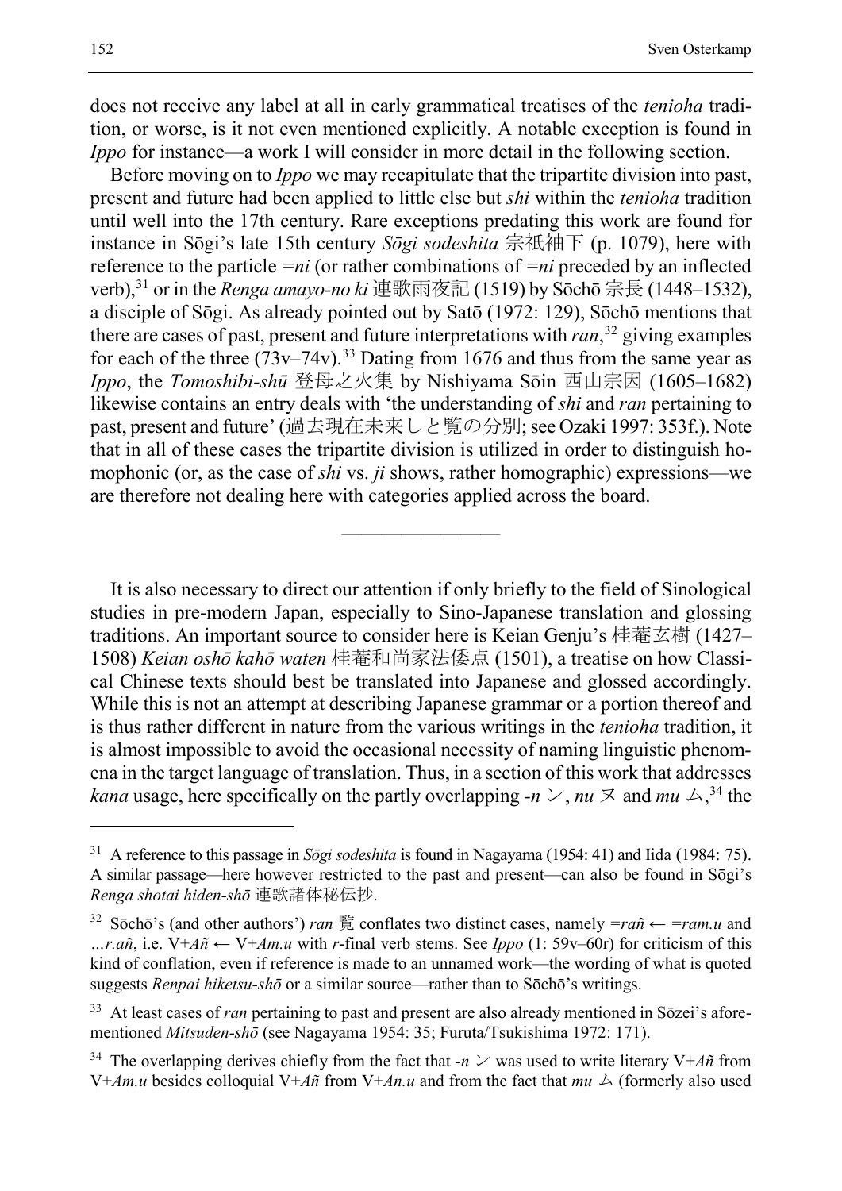does not receive any label at all in early grammatical treatises of the *tenioha* tradition, or worse, is it not even mentioned explicitly. A notable exception is found in *Ippo* for instance—a work I will consider in more detail in the following section.

Before moving on to *Ippo* we may recapitulate that the tripartite division into past, present and future had been applied to little else but *shi* within the *tenioha* tradition until well into the 17th century. Rare exceptions predating this work are found for instance in Sōgi's late 15th century *Sōgi sodeshita* 宗祇袖下 (p. 1079), here with reference to the particle *=ni* (or rather combinations of *=ni* preceded by an inflected verb),[31] or in the *Renga amayo-no ki* 連歌雨夜記 (1519) by Sōchō 宗長 (1448–1532), a disciple of Sōgi. As already pointed out by Satō (1972: 129), Sōchō mentions that there are cases of past, present and future interpretations with *ran*,[32] giving examples for each of the three (73v–74v).[33] Dating from 1676 and thus from the same year as *Ippo*, the *Tomoshibi-shū* 登母之火集 by Nishiyama Sōin 西山宗因 (1605–1682) likewise contains an entry deals with 'the understanding of *shi* and *ran* pertaining to past, present and future' (過去現在未来しと覧の分別; see Ozaki 1997: 353f.). Note that in all of these cases the tripartite division is utilized in order to distinguish homophonic (or, as the case of *shi* vs. *ji* shows, rather homographic) expressions—we are therefore not dealing here with categories applied across the board.

---

It is also necessary to direct our attention if only briefly to the field of Sinological studies in pre-modern Japan, especially to Sino-Japanese translation and glossing traditions. An important source to consider here is Keian Genju's 桂菴玄樹 (1427–1508) *Keian oshō kahō waten* 桂菴和尚家法倭点 (1501), a treatise on how Classical Chinese texts should best be translated into Japanese and glossed accordingly. While this is not an attempt at describing Japanese grammar or a portion thereof and is thus rather different in nature from the various writings in the *tenioha* tradition, it is almost impossible to avoid the occasional necessity of naming linguistic phenomena in the target language of translation. Thus, in a section of this work that addresses *kana* usage, here specifically on the partly overlapping *-n* ン, *nu* ヌ and *mu* ム,[34] the

---

[31] A reference to this passage in *Sōgi sodeshita* is found in Nagayama (1954: 41) and Iida (1984: 75). A similar passage—here however restricted to the past and present—can also be found in Sōgi's *Renga shotai hiden-shō* 連歌諸体秘伝抄.

[32] Sōchō's (and other authors') *ran* 覧 conflates two distinct cases, namely *=rañ* ← *=ram.u* and *…r.añ*, i.e. V+*Añ* ← V+*Am.u* with *r*-final verb stems. See *Ippo* (1: 59v–60r) for criticism of this kind of conflation, even if reference is made to an unnamed work—the wording of what is quoted suggests *Renpai hiketsu-shō* or a similar source—rather than to Sōchō's writings.

[33] At least cases of *ran* pertaining to past and present are also already mentioned in Sōzei's aforementioned *Mitsuden-shō* (see Nagayama 1954: 35; Furuta/Tsukishima 1972: 171).

[34] The overlapping derives chiefly from the fact that *-n* ン was used to write literary V+*Añ* from V+*Am.u* besides colloquial V+*Añ* from V+*An.u* and from the fact that *mu* ム (formerly also used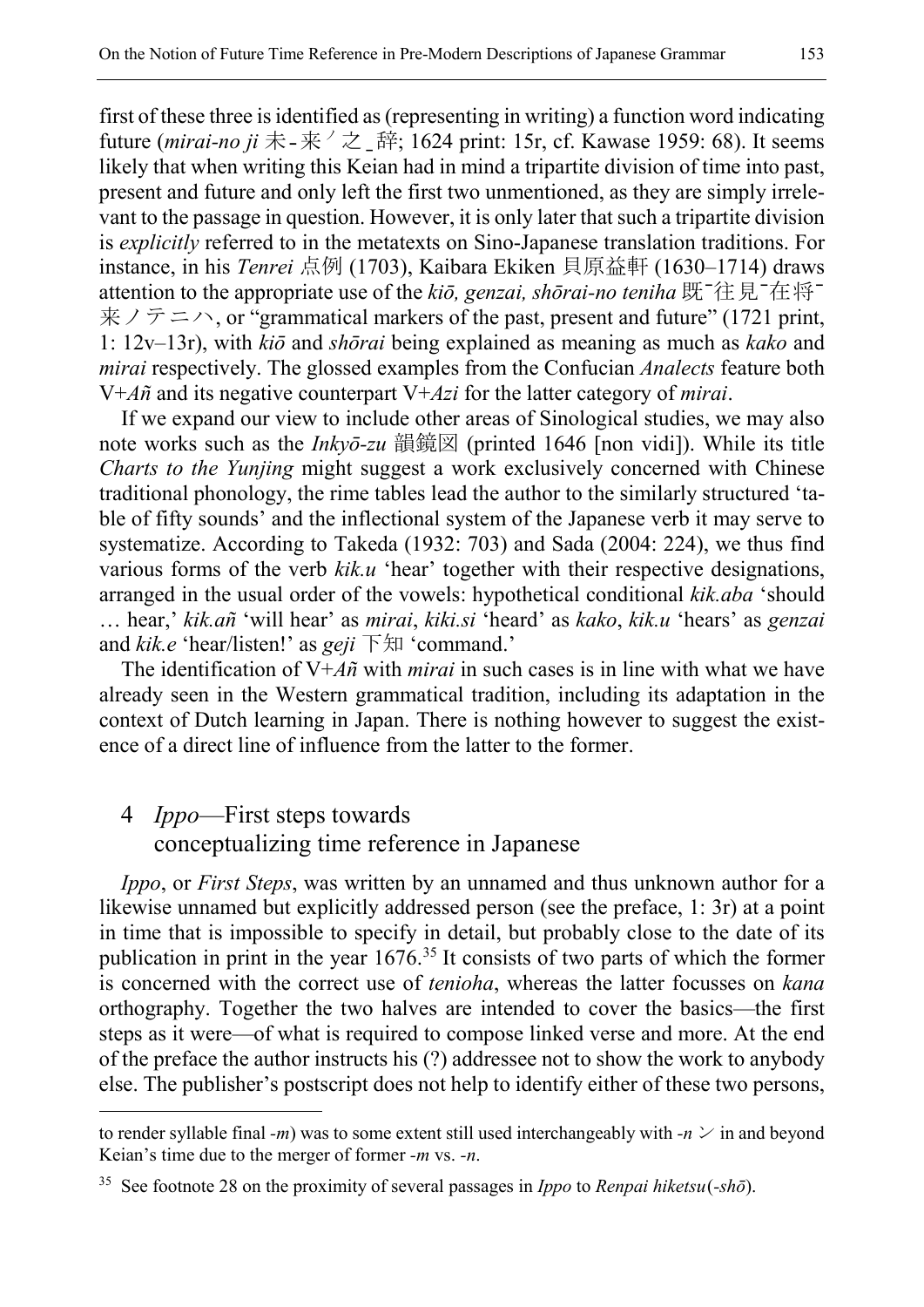first of these three is identified as (representing in writing) a function word indicating future (*mirai-no ji* 未-来ノ之_辞; 1624 print: 15r, cf. Kawase 1959: 68). It seems likely that when writing this Keian had in mind a tripartite division of time into past, present and future and only left the first two unmentioned, as they are simply irrelevant to the passage in question. However, it is only later that such a tripartite division is *explicitly* referred to in the metatexts on Sino-Japanese translation traditions. For instance, in his *Tenrei* 点例 (1703), Kaibara Ekiken 貝原益軒 (1630–1714) draws attention to the appropriate use of the *kiō, genzai, shōrai-no teniha* 既‐往見‐在将‐来ノテニハ, or "grammatical markers of the past, present and future" (1721 print, 1: 12v–13r), with *kiō* and *shōrai* being explained as meaning as much as *kako* and *mirai* respectively. The glossed examples from the Confucian *Analects* feature both V+*Añ* and its negative counterpart V+*Azi* for the latter category of *mirai*.

If we expand our view to include other areas of Sinological studies, we may also note works such as the *Inkyō-zu* 韻鏡図 (printed 1646 [non vidi]). While its title *Charts to the Yunjing* might suggest a work exclusively concerned with Chinese traditional phonology, the rime tables lead the author to the similarly structured 'table of fifty sounds' and the inflectional system of the Japanese verb it may serve to systematize. According to Takeda (1932: 703) and Sada (2004: 224), we thus find various forms of the verb *kik.u* 'hear' together with their respective designations, arranged in the usual order of the vowels: hypothetical conditional *kik.aba* 'should … hear,' *kik.añ* 'will hear' as *mirai*, *kiki.si* 'heard' as *kako*, *kik.u* 'hears' as *genzai* and *kik.e* 'hear/listen!' as *geji* 下知 'command.'

The identification of V+*Añ* with *mirai* in such cases is in line with what we have already seen in the Western grammatical tradition, including its adaptation in the context of Dutch learning in Japan. There is nothing however to suggest the existence of a direct line of influence from the latter to the former.

## 4 *Ippo*—First steps towards conceptualizing time reference in Japanese

*Ippo*, or *First Steps*, was written by an unnamed and thus unknown author for a likewise unnamed but explicitly addressed person (see the preface, 1: 3r) at a point in time that is impossible to specify in detail, but probably close to the date of its publication in print in the year 1676.[35] It consists of two parts of which the former is concerned with the correct use of *tenioha*, whereas the latter focusses on *kana* orthography. Together the two halves are intended to cover the basics—the first steps as it were—of what is required to compose linked verse and more. At the end of the preface the author instructs his (?) addressee not to show the work to anybody else. The publisher's postscript does not help to identify either of these two persons,

---

to render syllable final *-m*) was to some extent still used interchangeably with *-n* ン in and beyond Keian's time due to the merger of former *-m* vs. *-n*.

[35] See footnote 28 on the proximity of several passages in *Ippo* to *Renpai hiketsu*(*-shō*).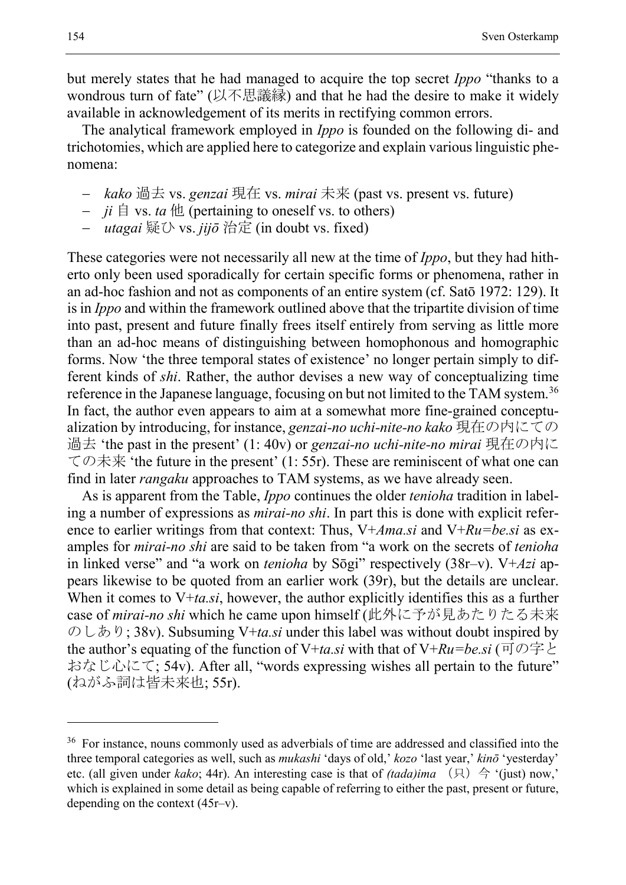but merely states that he had managed to acquire the top secret *Ippo* "thanks to a wondrous turn of fate" (以不思議縁) and that he had the desire to make it widely available in acknowledgement of its merits in rectifying common errors.

The analytical framework employed in *Ippo* is founded on the following di- and trichotomies, which are applied here to categorize and explain various linguistic phenomena:

- *kako* 過去 vs. *genzai* 現在 vs. *mirai* 未来 (past vs. present vs. future)
- *ji* 自 vs. *ta* 他 (pertaining to oneself vs. to others)
- *utagai* 疑ひ vs. *jijō* 治定 (in doubt vs. fixed)

These categories were not necessarily all new at the time of *Ippo*, but they had hitherto only been used sporadically for certain specific forms or phenomena, rather in an ad-hoc fashion and not as components of an entire system (cf. Satō 1972: 129). It is in *Ippo* and within the framework outlined above that the tripartite division of time into past, present and future finally frees itself entirely from serving as little more than an ad-hoc means of distinguishing between homophonous and homographic forms. Now 'the three temporal states of existence' no longer pertain simply to different kinds of *shi*. Rather, the author devises a new way of conceptualizing time reference in the Japanese language, focusing on but not limited to the TAM system.[36] In fact, the author even appears to aim at a somewhat more fine-grained conceptualization by introducing, for instance, *genzai-no uchi-nite-no kako* 現在の内にての過去 'the past in the present' (1: 40v) or *genzai-no uchi-nite-no mirai* 現在の内にての未来 'the future in the present' (1: 55r). These are reminiscent of what one can find in later *rangaku* approaches to TAM systems, as we have already seen.

As is apparent from the Table, *Ippo* continues the older *tenioha* tradition in labeling a number of expressions as *mirai-no shi*. In part this is done with explicit reference to earlier writings from that context: Thus, V+*Ama.si* and V+*Ru=be.si* as examples for *mirai-no shi* are said to be taken from "a work on the secrets of *tenioha* in linked verse" and "a work on *tenioha* by Sōgi" respectively (38r–v). V+*Azi* appears likewise to be quoted from an earlier work (39r), but the details are unclear. When it comes to V+*ta.si*, however, the author explicitly identifies this as a further case of *mirai-no shi* which he came upon himself (此外に予が見あたりたる未来のしあり; 38v). Subsuming V+*ta.si* under this label was without doubt inspired by the author's equating of the function of V+*ta.si* with that of V+*Ru=be.si* (可の字とおなじ心にて; 54v). After all, "words expressing wishes all pertain to the future" (ねがふ詞は皆未来也; 55r).

---

[36] For instance, nouns commonly used as adverbials of time are addressed and classified into the three temporal categories as well, such as *mukashi* 'days of old,' *kozo* 'last year,' *kinō* 'yesterday' etc. (all given under *kako*; 44r). An interesting case is that of *(tada)ima* （只）今 '(just) now,' which is explained in some detail as being capable of referring to either the past, present or future, depending on the context (45r–v).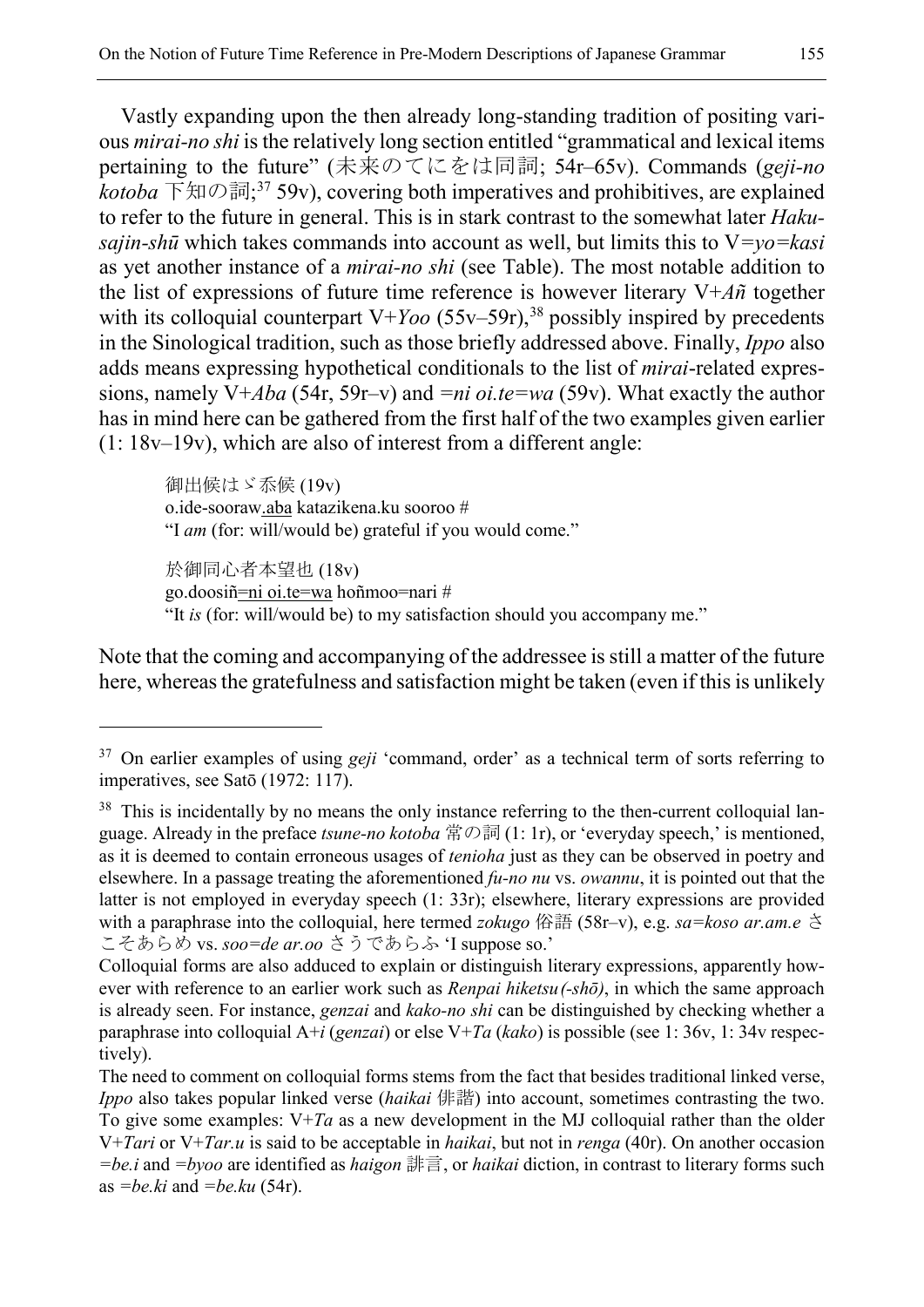Vastly expanding upon the then already long-standing tradition of positing various *mirai-no shi* is the relatively long section entitled "grammatical and lexical items pertaining to the future" (未来のてにをは同詞; 54r–65v). Commands (*geji-no kotoba* 下知の詞;[37] 59v), covering both imperatives and prohibitives, are explained to refer to the future in general. This is in stark contrast to the somewhat later *Hakusajin-shū* which takes commands into account as well, but limits this to V=*yo*=*kasi* as yet another instance of a *mirai-no shi* (see Table). The most notable addition to the list of expressions of future time reference is however literary V+*Añ* together with its colloquial counterpart V+*Yoo* (55v–59r),[38] possibly inspired by precedents in the Sinological tradition, such as those briefly addressed above. Finally, *Ippo* also adds means expressing hypothetical conditionals to the list of *mirai*-related expressions, namely V+*Aba* (54r, 59r–v) and =*ni oi.te*=*wa* (59v). What exactly the author has in mind here can be gathered from the first half of the two examples given earlier (1: 18v–19v), which are also of interest from a different angle:

> 御出候はゞ忝候 (19v)
> o.ide-sooraw.<u>aba</u> katazikena.ku sooroo #
> "I *am* (for: will/would be) grateful if you would come."
>
> 於御同心者本望也 (18v)
> go.doosiñ<u>=ni oi.te=wa</u> hoñmoo=nari #
> "It *is* (for: will/would be) to my satisfaction should you accompany me."

Note that the coming and accompanying of the addressee is still a matter of the future here, whereas the gratefulness and satisfaction might be taken (even if this is unlikely

---

[37] On earlier examples of using *geji* 'command, order' as a technical term of sorts referring to imperatives, see Satō (1972: 117).

[38] This is incidentally by no means the only instance referring to the then-current colloquial language. Already in the preface *tsune-no kotoba* 常の詞 (1: 1r), or 'everyday speech,' is mentioned, as it is deemed to contain erroneous usages of *tenioha* just as they can be observed in poetry and elsewhere. In a passage treating the aforementioned *fu-no nu* vs. *owannu*, it is pointed out that the latter is not employed in everyday speech (1: 33r); elsewhere, literary expressions are provided with a paraphrase into the colloquial, here termed *zokugo* 俗語 (58r–v), e.g. *sa=koso ar.am.e* さこそあらめ vs. *soo=de ar.oo* さうであらふ 'I suppose so.'
Colloquial forms are also adduced to explain or distinguish literary expressions, apparently however with reference to an earlier work such as *Renpai hiketsu(-shō)*, in which the same approach is already seen. For instance, *genzai* and *kako-no shi* can be distinguished by checking whether a paraphrase into colloquial A+*i* (*genzai*) or else V+*Ta* (*kako*) is possible (see 1: 36v, 1: 34v respectively).
The need to comment on colloquial forms stems from the fact that besides traditional linked verse, *Ippo* also takes popular linked verse (*haikai* 俳諧) into account, sometimes contrasting the two. To give some examples: V+*Ta* as a new development in the MJ colloquial rather than the older V+*Tari* or V+*Tar.u* is said to be acceptable in *haikai*, but not in *renga* (40r). On another occasion =*be.i* and =*byoo* are identified as *haigon* 誹言, or *haikai* diction, in contrast to literary forms such as =*be.ki* and =*be.ku* (54r).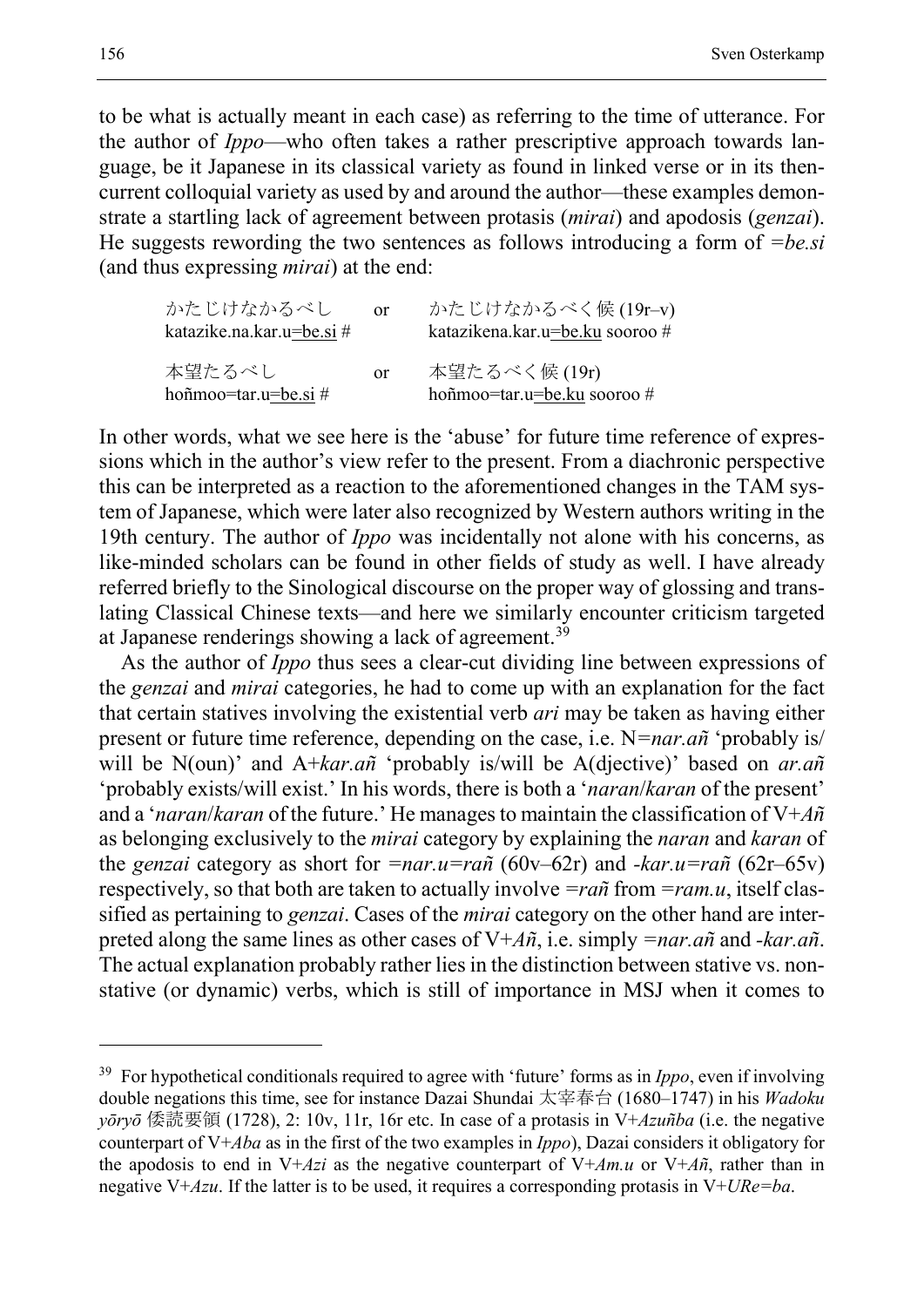to be what is actually meant in each case) as referring to the time of utterance. For the author of *Ippo*—who often takes a rather prescriptive approach towards language, be it Japanese in its classical variety as found in linked verse or in its then-current colloquial variety as used by and around the author—these examples demonstrate a startling lack of agreement between protasis (*mirai*) and apodosis (*genzai*). He suggests rewording the two sentences as follows introducing a form of *=be.si* (and thus expressing *mirai*) at the end:

| | | |
|---|---|---|
| かたじけなかるべし<br>katazike.na.kar.u=be.si # | or | かたじけなかるべく候 (19r–v)<br>katazikena.kar.u=be.ku sooroo # |
| 本望たるべし<br>hoñmoo=tar.u=be.si # | or | 本望たるべく候 (19r)<br>hoñmoo=tar.u=be.ku sooroo # |

In other words, what we see here is the 'abuse' for future time reference of expressions which in the author's view refer to the present. From a diachronic perspective this can be interpreted as a reaction to the aforementioned changes in the TAM system of Japanese, which were later also recognized by Western authors writing in the 19th century. The author of *Ippo* was incidentally not alone with his concerns, as like-minded scholars can be found in other fields of study as well. I have already referred briefly to the Sinological discourse on the proper way of glossing and translating Classical Chinese texts—and here we similarly encounter criticism targeted at Japanese renderings showing a lack of agreement.[39]

As the author of *Ippo* thus sees a clear-cut dividing line between expressions of the *genzai* and *mirai* categories, he had to come up with an explanation for the fact that certain statives involving the existential verb *ari* may be taken as having either present or future time reference, depending on the case, i.e. N*=nar.añ* 'probably is/will be N(oun)' and A+*kar.añ* 'probably is/will be A(djective)' based on *ar.añ* 'probably exists/will exist.' In his words, there is both a '*naran*/*karan* of the present' and a '*naran*/*karan* of the future.' He manages to maintain the classification of V+*Añ* as belonging exclusively to the *mirai* category by explaining the *naran* and *karan* of the *genzai* category as short for *=nar.u=rañ* (60v–62r) and *-kar.u=rañ* (62r–65v) respectively, so that both are taken to actually involve *=rañ* from *=ram.u*, itself classified as pertaining to *genzai*. Cases of the *mirai* category on the other hand are interpreted along the same lines as other cases of V+*Añ*, i.e. simply *=nar.añ* and *-kar.añ*. The actual explanation probably rather lies in the distinction between stative vs. non-stative (or dynamic) verbs, which is still of importance in MSJ when it comes to

---

[39] For hypothetical conditionals required to agree with 'future' forms as in *Ippo*, even if involving double negations this time, see for instance Dazai Shundai 太宰春台 (1680–1747) in his *Wadoku yōryō* 倭読要領 (1728), 2: 10v, 11r, 16r etc. In case of a protasis in V+*Azuñba* (i.e. the negative counterpart of V+*Aba* as in the first of the two examples in *Ippo*), Dazai considers it obligatory for the apodosis to end in V+*Azi* as the negative counterpart of V+*Am.u* or V+*Añ*, rather than in negative V+*Azu*. If the latter is to be used, it requires a corresponding protasis in V+*URe=ba*.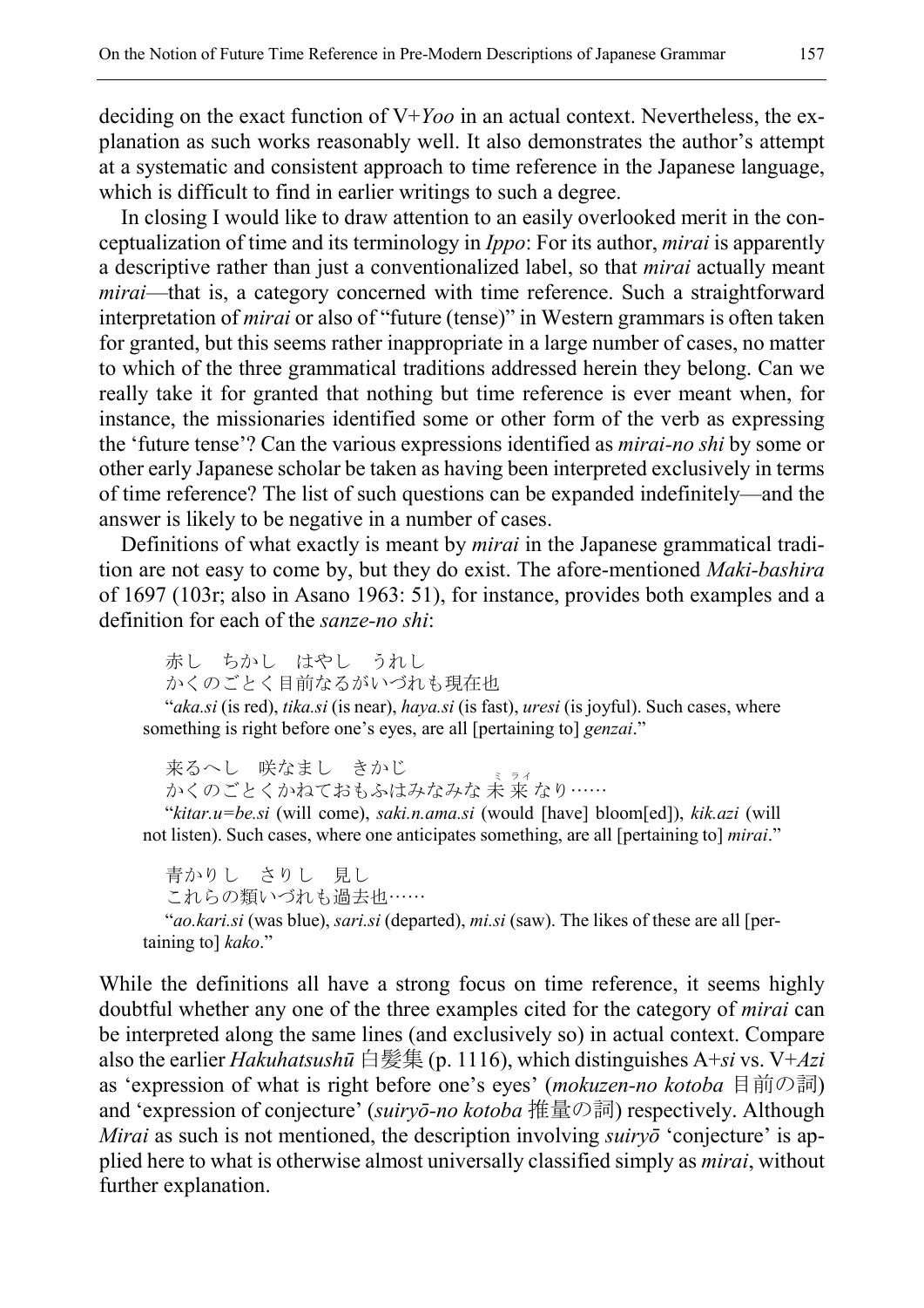deciding on the exact function of V+*Yoo* in an actual context. Nevertheless, the explanation as such works reasonably well. It also demonstrates the author's attempt at a systematic and consistent approach to time reference in the Japanese language, which is difficult to find in earlier writings to such a degree.

In closing I would like to draw attention to an easily overlooked merit in the conceptualization of time and its terminology in *Ippo*: For its author, *mirai* is apparently a descriptive rather than just a conventionalized label, so that *mirai* actually meant *mirai*—that is, a category concerned with time reference. Such a straightforward interpretation of *mirai* or also of "future (tense)" in Western grammars is often taken for granted, but this seems rather inappropriate in a large number of cases, no matter to which of the three grammatical traditions addressed herein they belong. Can we really take it for granted that nothing but time reference is ever meant when, for instance, the missionaries identified some or other form of the verb as expressing the 'future tense'? Can the various expressions identified as *mirai-no shi* by some or other early Japanese scholar be taken as having been interpreted exclusively in terms of time reference? The list of such questions can be expanded indefinitely—and the answer is likely to be negative in a number of cases.

Definitions of what exactly is meant by *mirai* in the Japanese grammatical tradition are not easy to come by, but they do exist. The afore-mentioned *Maki-bashira* of 1697 (103r; also in Asano 1963: 51), for instance, provides both examples and a definition for each of the *sanze-no shi*:

> 赤し　ちかし　はやし　うれし
> かくのごとく目前なるがいづれも現在也
>
> "*aka.si* (is red), *tika.si* (is near), *haya.si* (is fast), *uresi* (is joyful). Such cases, where something is right before one's eyes, are all [pertaining to] *genzai*."

> 来るへし　咲なまし　きかじ
> かくのごとくかねておもふはみなみな未来(ミライ)なり……
>
> "*kitar.u=be.si* (will come), *saki.n.ama.si* (would [have] bloom[ed]), *kik.azi* (will not listen). Such cases, where one anticipates something, are all [pertaining to] *mirai*."

> 青かりし　さりし　見し
> これらの類いづれも過去也……
>
> "*ao.kari.si* (was blue), *sari.si* (departed), *mi.si* (saw). The likes of these are all [pertaining to] *kako*."

While the definitions all have a strong focus on time reference, it seems highly doubtful whether any one of the three examples cited for the category of *mirai* can be interpreted along the same lines (and exclusively so) in actual context. Compare also the earlier *Hakuhatsushū* 白髪集 (p. 1116), which distinguishes A+*si* vs. V+*Azi* as 'expression of what is right before one's eyes' (*mokuzen-no kotoba* 目前の詞) and 'expression of conjecture' (*suiryō-no kotoba* 推量の詞) respectively. Although *Mirai* as such is not mentioned, the description involving *suiryō* 'conjecture' is applied here to what is otherwise almost universally classified simply as *mirai*, without further explanation.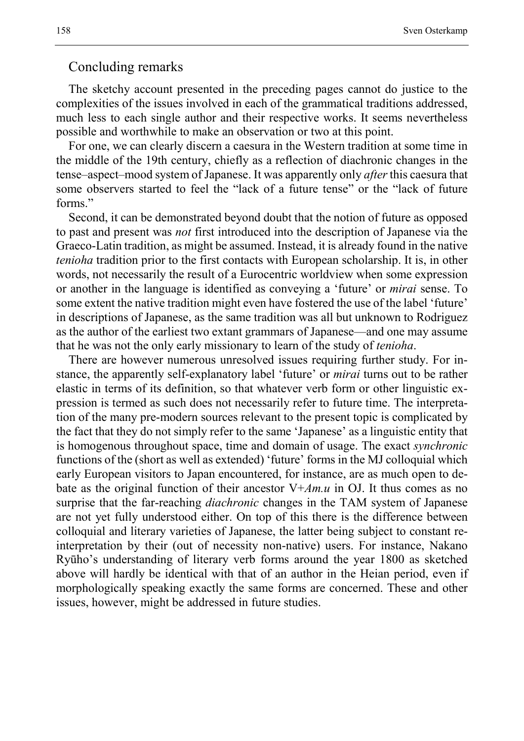## Concluding remarks

The sketchy account presented in the preceding pages cannot do justice to the complexities of the issues involved in each of the grammatical traditions addressed, much less to each single author and their respective works. It seems nevertheless possible and worthwhile to make an observation or two at this point.

For one, we can clearly discern a caesura in the Western tradition at some time in the middle of the 19th century, chiefly as a reflection of diachronic changes in the tense–aspect–mood system of Japanese. It was apparently only *after* this caesura that some observers started to feel the "lack of a future tense" or the "lack of future forms."

Second, it can be demonstrated beyond doubt that the notion of future as opposed to past and present was *not* first introduced into the description of Japanese via the Graeco-Latin tradition, as might be assumed. Instead, it is already found in the native *tenioha* tradition prior to the first contacts with European scholarship. It is, in other words, not necessarily the result of a Eurocentric worldview when some expression or another in the language is identified as conveying a 'future' or *mirai* sense. To some extent the native tradition might even have fostered the use of the label 'future' in descriptions of Japanese, as the same tradition was all but unknown to Rodriguez as the author of the earliest two extant grammars of Japanese—and one may assume that he was not the only early missionary to learn of the study of *tenioha*.

There are however numerous unresolved issues requiring further study. For instance, the apparently self-explanatory label 'future' or *mirai* turns out to be rather elastic in terms of its definition, so that whatever verb form or other linguistic expression is termed as such does not necessarily refer to future time. The interpretation of the many pre-modern sources relevant to the present topic is complicated by the fact that they do not simply refer to the same 'Japanese' as a linguistic entity that is homogenous throughout space, time and domain of usage. The exact *synchronic* functions of the (short as well as extended) 'future' forms in the MJ colloquial which early European visitors to Japan encountered, for instance, are as much open to debate as the original function of their ancestor V+*Am.u* in OJ. It thus comes as no surprise that the far-reaching *diachronic* changes in the TAM system of Japanese are not yet fully understood either. On top of this there is the difference between colloquial and literary varieties of Japanese, the latter being subject to constant reinterpretation by their (out of necessity non-native) users. For instance, Nakano Ryūho's understanding of literary verb forms around the year 1800 as sketched above will hardly be identical with that of an author in the Heian period, even if morphologically speaking exactly the same forms are concerned. These and other issues, however, might be addressed in future studies.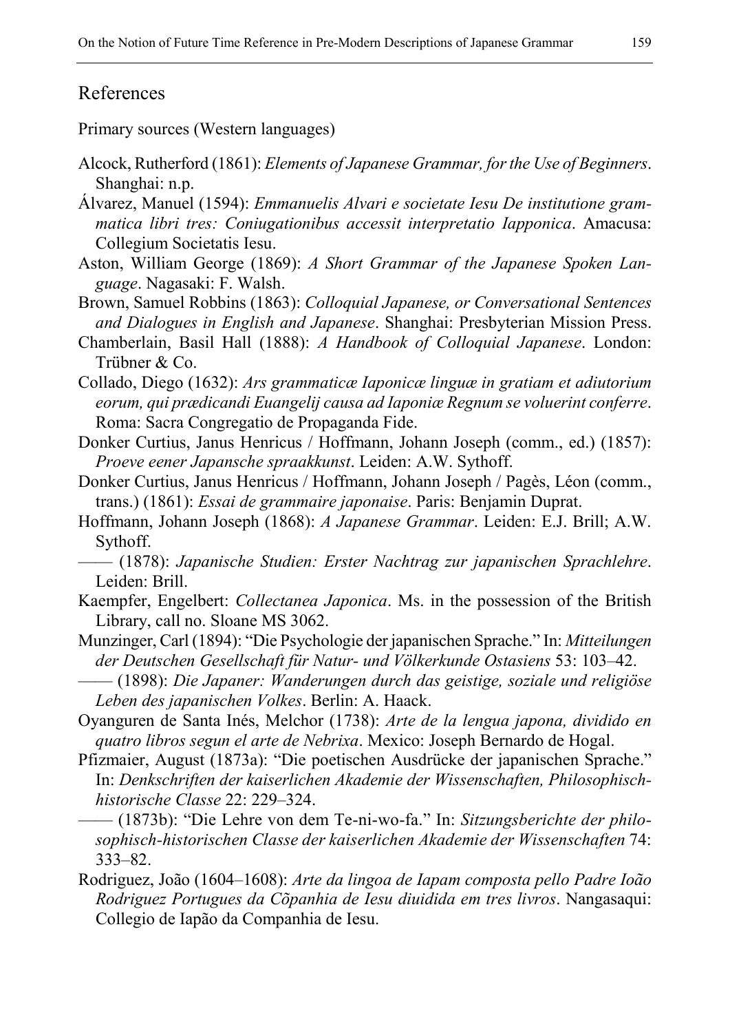## References

Primary sources (Western languages)

Alcock, Rutherford (1861): *Elements of Japanese Grammar, for the Use of Beginners*. Shanghai: n.p.

Álvarez, Manuel (1594): *Emmanuelis Alvari e societate Iesu De institutione grammatica libri tres: Coniugationibus accessit interpretatio Iapponica*. Amacusa: Collegium Societatis Iesu.

Aston, William George (1869): *A Short Grammar of the Japanese Spoken Language*. Nagasaki: F. Walsh.

Brown, Samuel Robbins (1863): *Colloquial Japanese, or Conversational Sentences and Dialogues in English and Japanese*. Shanghai: Presbyterian Mission Press.

Chamberlain, Basil Hall (1888): *A Handbook of Colloquial Japanese*. London: Trübner & Co.

Collado, Diego (1632): *Ars grammaticæ Iaponicæ linguæ in gratiam et adiutorium eorum, qui prædicandi Euangelij causa ad Iaponiæ Regnum se voluerint conferre*. Roma: Sacra Congregatio de Propaganda Fide.

Donker Curtius, Janus Henricus / Hoffmann, Johann Joseph (comm., ed.) (1857): *Proeve eener Japansche spraakkunst*. Leiden: A.W. Sythoff.

Donker Curtius, Janus Henricus / Hoffmann, Johann Joseph / Pagès, Léon (comm., trans.) (1861): *Essai de grammaire japonaise*. Paris: Benjamin Duprat.

Hoffmann, Johann Joseph (1868): *A Japanese Grammar*. Leiden: E.J. Brill; A.W. Sythoff.

—— (1878): *Japanische Studien: Erster Nachtrag zur japanischen Sprachlehre*. Leiden: Brill.

Kaempfer, Engelbert: *Collectanea Japonica*. Ms. in the possession of the British Library, call no. Sloane MS 3062.

Munzinger, Carl (1894): "Die Psychologie der japanischen Sprache." In: *Mitteilungen der Deutschen Gesellschaft für Natur- und Völkerkunde Ostasiens* 53: 103–42.

—— (1898): *Die Japaner: Wanderungen durch das geistige, soziale und religiöse Leben des japanischen Volkes*. Berlin: A. Haack.

Oyanguren de Santa Inés, Melchor (1738): *Arte de la lengua japona, dividido en quatro libros segun el arte de Nebrixa*. Mexico: Joseph Bernardo de Hogal.

Pfizmaier, August (1873a): "Die poetischen Ausdrücke der japanischen Sprache." In: *Denkschriften der kaiserlichen Akademie der Wissenschaften, Philosophisch-historische Classe* 22: 229–324.

—— (1873b): "Die Lehre von dem Te-ni-wo-fa." In: *Sitzungsberichte der philosophisch-historischen Classe der kaiserlichen Akademie der Wissenschaften* 74: 333–82.

Rodriguez, João (1604–1608): *Arte da lingoa de Iapam composta pello Padre Ioão Rodriguez Portugues da Cõpanhia de Iesu diuidida em tres livros*. Nangasaqui: Collegio de Iapão da Companhia de Iesu.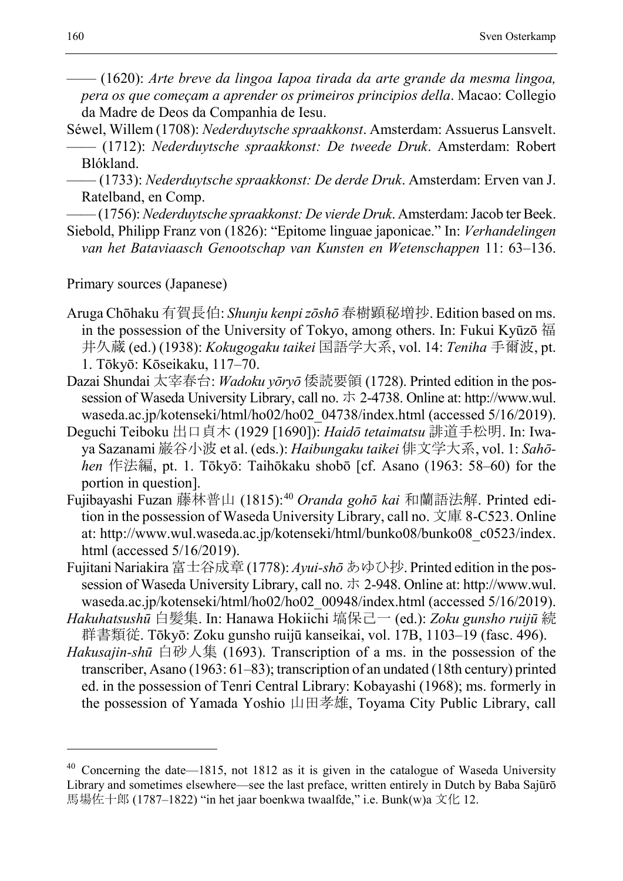—— (1620): *Arte breve da lingoa Iapoa tirada da arte grande da mesma lingoa, pera os que começam a aprender os primeiros principios della*. Macao: Collegio da Madre de Deos da Companhia de Iesu.

Séwel, Willem (1708): *Nederduytsche spraakkonst*. Amsterdam: Assuerus Lansvelt.

—— (1712): *Nederduytsche spraakkonst: De tweede Druk*. Amsterdam: Robert Blókland.

—— (1733): *Nederduytsche spraakkonst: De derde Druk*. Amsterdam: Erven van J. Ratelband, en Comp.

—— (1756): *Nederduytsche spraakkonst: De vierde Druk*. Amsterdam: Jacob ter Beek.

Siebold, Philipp Franz von (1826): "Epitome linguae japonicae." In: *Verhandelingen van het Bataviaasch Genootschap van Kunsten en Wetenschappen* 11: 63–136.

Primary sources (Japanese)

Aruga Chōhaku 有賀長伯: *Shunju kenpi zōshō* 春樹顕秘増抄. Edition based on ms. in the possession of the University of Tokyo, among others. In: Fukui Kyūzō 福井久蔵 (ed.) (1938): *Kokugogaku taikei* 国語学大系, vol. 14: *Teniha* 手爾波, pt. 1. Tōkyō: Kōseikaku, 117–70.

Dazai Shundai 太宰春台: *Wadoku yōryō* 倭読要領 (1728). Printed edition in the possession of Waseda University Library, call no. ホ 2-4738. Online at: http://www.wul.waseda.ac.jp/kotenseki/html/ho02/ho02_04738/index.html (accessed 5/16/2019).

Deguchi Teiboku 出口貞木 (1929 [1690]): *Haidō tetaimatsu* 誹道手松明. In: Iwaya Sazanami 巖谷小波 et al. (eds.): *Haibungaku taikei* 俳文学大系, vol. 1: *Sahōhen* 作法編, pt. 1. Tōkyō: Taihōkaku shobō [cf. Asano (1963: 58–60) for the portion in question].

Fujibayashi Fuzan 藤林普山 (1815):[40] *Oranda gohō kai* 和蘭語法解. Printed edition in the possession of Waseda University Library, call no. 文庫 8-C523. Online at: http://www.wul.waseda.ac.jp/kotenseki/html/bunko08/bunko08_c0523/index.html (accessed 5/16/2019).

Fujitani Nariakira 富士谷成章 (1778): *Ayui-shō* あゆひ抄. Printed edition in the possession of Waseda University Library, call no. ホ 2-948. Online at: http://www.wul.waseda.ac.jp/kotenseki/html/ho02/ho02_00948/index.html (accessed 5/16/2019).

*Hakuhatsushū* 白髪集. In: Hanawa Hokiichi 塙保己一 (ed.): *Zoku gunsho ruijū* 続群書類従. Tōkyō: Zoku gunsho ruijū kanseikai, vol. 17B, 1103–19 (fasc. 496).

*Hakusajin-shū* 白砂人集 (1693). Transcription of a ms. in the possession of the transcriber, Asano (1963: 61–83); transcription of an undated (18th century) printed ed. in the possession of Tenri Central Library: Kobayashi (1968); ms. formerly in the possession of Yamada Yoshio 山田孝雄, Toyama City Public Library, call

---

[40] Concerning the date—1815, not 1812 as it is given in the catalogue of Waseda University Library and sometimes elsewhere—see the last preface, written entirely in Dutch by Baba Sajūrō 馬場佐十郎 (1787–1822) "in het jaar boenkwa twaalfde," i.e. Bunk(w)a 文化 12.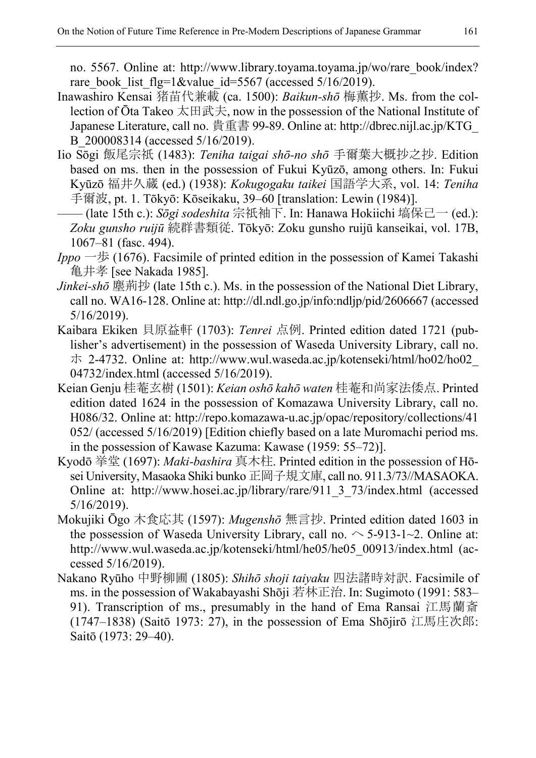no. 5567. Online at: http://www.library.toyama.toyama.jp/wo/rare_book/index?rare_book_list_flg=1&value_id=5567 (accessed 5/16/2019).

Inawashiro Kensai 猪苗代兼載 (ca. 1500): *Baikun-shō* 梅薫抄. Ms. from the collection of Ōta Takeo 太田武夫, now in the possession of the National Institute of Japanese Literature, call no. 貴重書 99-89. Online at: http://dbrec.nijl.ac.jp/KTG_B_200008314 (accessed 5/16/2019).

Iio Sōgi 飯尾宗祇 (1483): *Teniha taigai shō-no shō* 手爾葉大概抄之抄. Edition based on ms. then in the possession of Fukui Kyūzō, among others. In: Fukui Kyūzō 福井久蔵 (ed.) (1938): *Kokugogaku taikei* 国語学大系, vol. 14: *Teniha* 手爾波, pt. 1. Tōkyō: Kōseikaku, 39–60 [translation: Lewin (1984)].

—— (late 15th c.): *Sōgi sodeshita* 宗祇袖下. In: Hanawa Hokiichi 塙保己一 (ed.): *Zoku gunsho ruijū* 続群書類従. Tōkyō: Zoku gunsho ruijū kanseikai, vol. 17B, 1067–81 (fasc. 494).

*Ippo* 一歩 (1676). Facsimile of printed edition in the possession of Kamei Takashi 亀井孝 [see Nakada 1985].

*Jinkei-shō* 塵荊抄 (late 15th c.). Ms. in the possession of the National Diet Library, call no. WA16-128. Online at: http://dl.ndl.go.jp/info:ndljp/pid/2606667 (accessed 5/16/2019).

Kaibara Ekiken 貝原益軒 (1703): *Tenrei* 点例. Printed edition dated 1721 (publisher's advertisement) in the possession of Waseda University Library, call no. ホ 2-4732. Online at: http://www.wul.waseda.ac.jp/kotenseki/html/ho02/ho02_04732/index.html (accessed 5/16/2019).

Keian Genju 桂菴玄樹 (1501): *Keian oshō kahō waten* 桂菴和尚家法倭点. Printed edition dated 1624 in the possession of Komazawa University Library, call no. H086/32. Online at: http://repo.komazawa-u.ac.jp/opac/repository/collections/41052/ (accessed 5/16/2019) [Edition chiefly based on a late Muromachi period ms. in the possession of Kawase Kazuma: Kawase (1959: 55–72)].

Kyodō 挙堂 (1697): *Maki-bashira* 真木柱. Printed edition in the possession of Hōsei University, Masaoka Shiki bunko 正岡子規文庫, call no. 911.3/73//MASAOKA. Online at: http://www.hosei.ac.jp/library/rare/911_3_73/index.html (accessed 5/16/2019).

Mokujiki Ōgo 木食応其 (1597): *Mugenshō* 無言抄. Printed edition dated 1603 in the possession of Waseda University Library, call no. へ 5-913-1~2. Online at: http://www.wul.waseda.ac.jp/kotenseki/html/he05/he05_00913/index.html (accessed 5/16/2019).

Nakano Ryūho 中野柳圃 (1805): *Shihō shoji taiyaku* 四法諸時対訳. Facsimile of ms. in the possession of Wakabayashi Shōji 若林正治. In: Sugimoto (1991: 583–91). Transcription of ms., presumably in the hand of Ema Ransai 江馬蘭斎 (1747–1838) (Saitō 1973: 27), in the possession of Ema Shōjirō 江馬庄次郎: Saitō (1973: 29–40).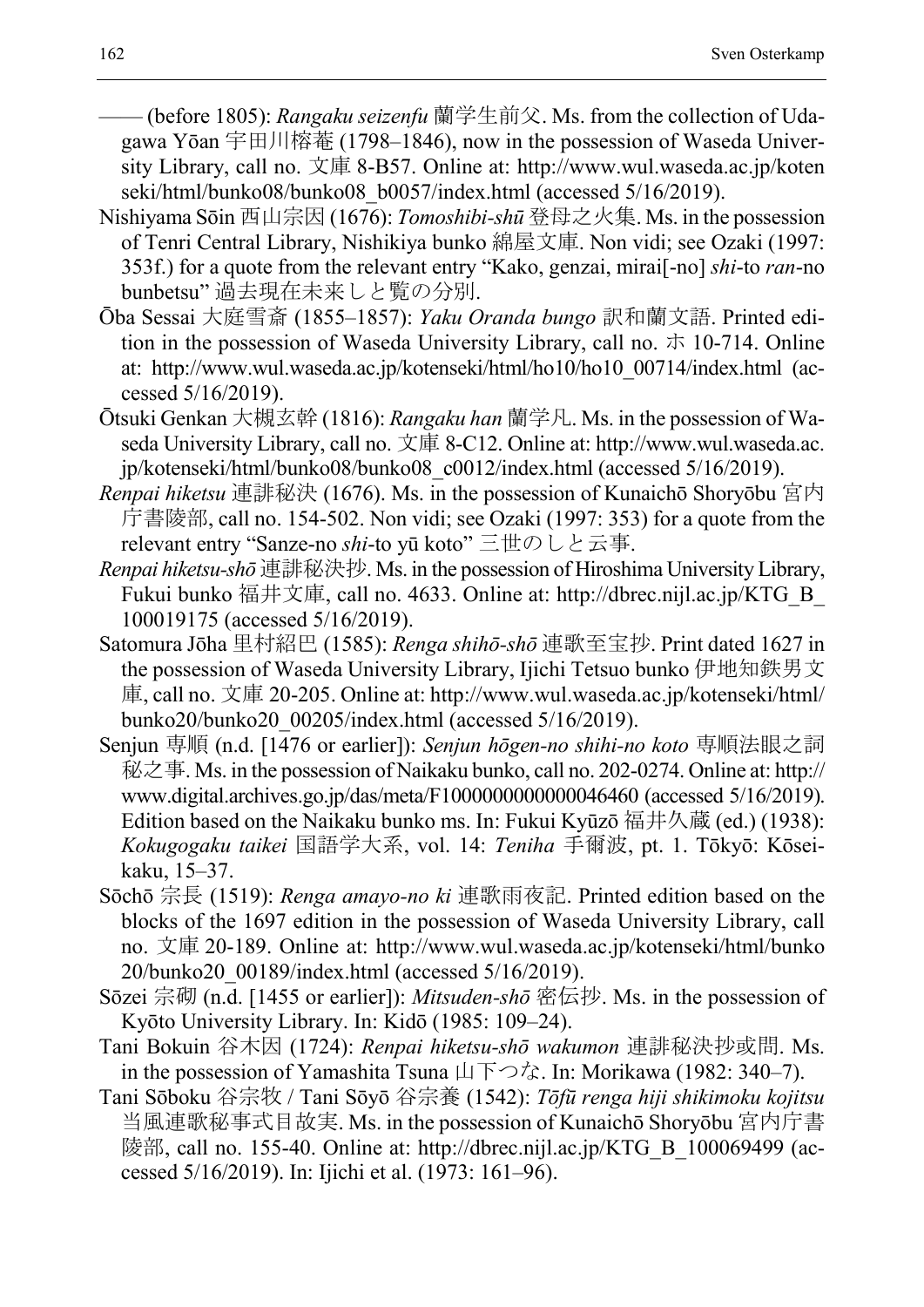—— (before 1805): *Rangaku seizenfu* 蘭学生前父. Ms. from the collection of Udagawa Yōan 宇田川榕菴 (1798–1846), now in the possession of Waseda University Library, call no. 文庫 8-B57. Online at: http://www.wul.waseda.ac.jp/kotenseki/html/bunko08/bunko08_b0057/index.html (accessed 5/16/2019).

Nishiyama Sōin 西山宗因 (1676): *Tomoshibi-shū* 登母之火集. Ms. in the possession of Tenri Central Library, Nishikiya bunko 綿屋文庫. Non vidi; see Ozaki (1997: 353f.) for a quote from the relevant entry "Kako, genzai, mirai[-no] *shi*-to *ran*-no bunbetsu" 過去現在未来しと覧の分別.

Ōba Sessai 大庭雪斎 (1855–1857): *Yaku Oranda bungo* 訳和蘭文語. Printed edition in the possession of Waseda University Library, call no. ホ 10-714. Online at: http://www.wul.waseda.ac.jp/kotenseki/html/ho10/ho10_00714/index.html (accessed 5/16/2019).

Ōtsuki Genkan 大槻玄幹 (1816): *Rangaku han* 蘭学凡. Ms. in the possession of Waseda University Library, call no. 文庫 8-C12. Online at: http://www.wul.waseda.ac.jp/kotenseki/html/bunko08/bunko08_c0012/index.html (accessed 5/16/2019).

*Renpai hiketsu* 連誹秘決 (1676). Ms. in the possession of Kunaichō Shoryōbu 宮内庁書陵部, call no. 154-502. Non vidi; see Ozaki (1997: 353) for a quote from the relevant entry "Sanze-no *shi*-to yū koto" 三世のしと云事.

*Renpai hiketsu-shō* 連誹秘決抄. Ms. in the possession of Hiroshima University Library, Fukui bunko 福井文庫, call no. 4633. Online at: http://dbrec.nijl.ac.jp/KTG_B_100019175 (accessed 5/16/2019).

Satomura Jōha 里村紹巴 (1585): *Renga shihō-shō* 連歌至宝抄. Print dated 1627 in the possession of Waseda University Library, Ijichi Tetsuo bunko 伊地知鉄男文庫, call no. 文庫 20-205. Online at: http://www.wul.waseda.ac.jp/kotenseki/html/bunko20/bunko20_00205/index.html (accessed 5/16/2019).

Senjun 専順 (n.d. [1476 or earlier]): *Senjun hōgen-no shihi-no koto* 専順法眼之詞秘之事. Ms. in the possession of Naikaku bunko, call no. 202-0274. Online at: http://www.digital.archives.go.jp/das/meta/F1000000000000046460 (accessed 5/16/2019). Edition based on the Naikaku bunko ms. In: Fukui Kyūzō 福井久蔵 (ed.) (1938): *Kokugogaku taikei* 国語学大系, vol. 14: *Teniha* 手爾波, pt. 1. Tōkyō: Kōseikaku, 15–37.

Sōchō 宗長 (1519): *Renga amayo-no ki* 連歌雨夜記. Printed edition based on the blocks of the 1697 edition in the possession of Waseda University Library, call no. 文庫 20-189. Online at: http://www.wul.waseda.ac.jp/kotenseki/html/bunko20/bunko20_00189/index.html (accessed 5/16/2019).

Sōzei 宗砌 (n.d. [1455 or earlier]): *Mitsuden-shō* 密伝抄. Ms. in the possession of Kyōto University Library. In: Kidō (1985: 109–24).

Tani Bokuin 谷木因 (1724): *Renpai hiketsu-shō wakumon* 連誹秘決抄或問. Ms. in the possession of Yamashita Tsuna 山下つな. In: Morikawa (1982: 340–7).

Tani Sōboku 谷宗牧 / Tani Sōyō 谷宗養 (1542): *Tōfū renga hiji shikimoku kojitsu* 当風連歌秘事式目故実. Ms. in the possession of Kunaichō Shoryōbu 宮内庁書陵部, call no. 155-40. Online at: http://dbrec.nijl.ac.jp/KTG_B_100069499 (accessed 5/16/2019). In: Ijichi et al. (1973: 161–96).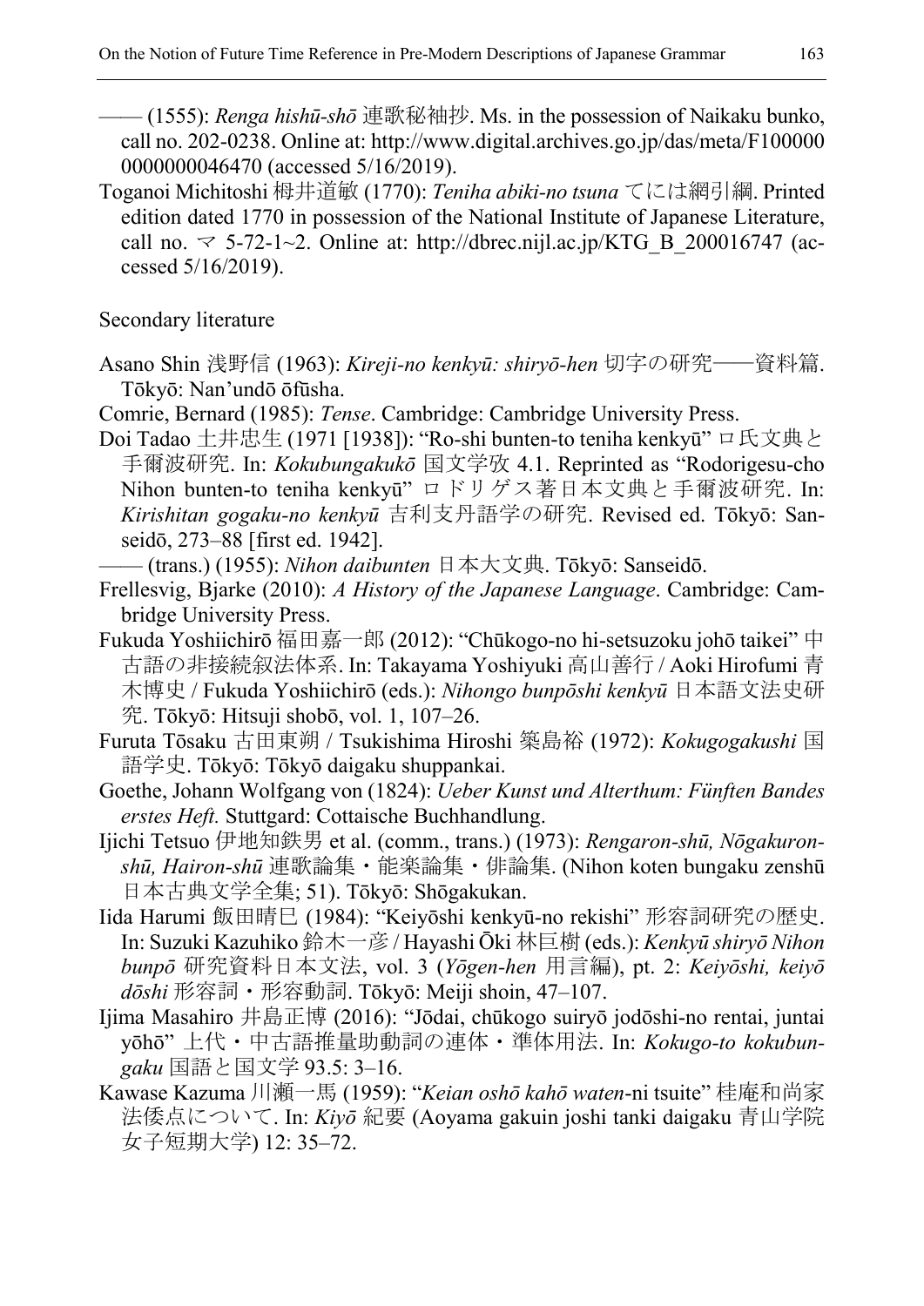—— (1555): *Renga hishū-shō* 連歌秘袖抄. Ms. in the possession of Naikaku bunko, call no. 202-0238. Online at: http://www.digital.archives.go.jp/das/meta/F1000000000000046470 (accessed 5/16/2019).

Toganoi Michitoshi 栂井道敏 (1770): *Teniha abiki-no tsuna* てには網引綱. Printed edition dated 1770 in possession of the National Institute of Japanese Literature, call no. マ 5-72-1~2. Online at: http://dbrec.nijl.ac.jp/KTG_B_200016747 (accessed 5/16/2019).

Secondary literature

Asano Shin 浅野信 (1963): *Kireji-no kenkyū: shiryō-hen* 切字の研究——資料篇. Tōkyō: Nan'undō ōfūsha.

Comrie, Bernard (1985): *Tense*. Cambridge: Cambridge University Press.

Doi Tadao 土井忠生 (1971 [1938]): "Ro-shi bunten-to teniha kenkyū" ロ氏文典と手爾波研究. In: *Kokubungakukō* 国文学攷 4.1. Reprinted as "Rodorigesu-cho Nihon bunten-to teniha kenkyū" ロドリゲス著日本文典と手爾波研究. In: *Kirishitan gogaku-no kenkyū* 吉利支丹語学の研究. Revised ed. Tōkyō: Sanseidō, 273–88 [first ed. 1942].

—— (trans.) (1955): *Nihon daibunten* 日本大文典. Tōkyō: Sanseidō.

Frellesvig, Bjarke (2010): *A History of the Japanese Language*. Cambridge: Cambridge University Press.

Fukuda Yoshiichirō 福田嘉一郎 (2012): "Chūkogo-no hi-setsuzoku johō taikei" 中古語の非接続叙法体系. In: Takayama Yoshiyuki 高山善行 / Aoki Hirofumi 青木博史 / Fukuda Yoshiichirō (eds.): *Nihongo bunpōshi kenkyū* 日本語文法史研究. Tōkyō: Hitsuji shobō, vol. 1, 107–26.

Furuta Tōsaku 古田東朔 / Tsukishima Hiroshi 築島裕 (1972): *Kokugogakushi* 国語学史. Tōkyō: Tōkyō daigaku shuppankai.

Goethe, Johann Wolfgang von (1824): *Ueber Kunst und Alterthum: Fünften Bandes erstes Heft.* Stuttgard: Cottaische Buchhandlung.

Ijichi Tetsuo 伊地知鉄男 et al. (comm., trans.) (1973): *Rengaron-shū, Nōgakuron-shū, Hairon-shū* 連歌論集・能楽論集・俳論集. (Nihon koten bungaku zenshū 日本古典文学全集; 51). Tōkyō: Shōgakukan.

Iida Harumi 飯田晴巳 (1984): "Keiyōshi kenkyū-no rekishi" 形容詞研究の歴史. In: Suzuki Kazuhiko 鈴木一彦 / Hayashi Ōki 林巨樹 (eds.): *Kenkyū shiryō Nihon bunpō* 研究資料日本文法, vol. 3 (*Yōgen-hen* 用言編), pt. 2: *Keiyōshi, keiyō dōshi* 形容詞・形容動詞. Tōkyō: Meiji shoin, 47–107.

Ijima Masahiro 井島正博 (2016): "Jōdai, chūkogo suiryō jodōshi-no rentai, juntai yōhō" 上代・中古語推量助動詞の連体・準体用法. In: *Kokugo-to kokubungaku* 国語と国文学 93.5: 3–16.

Kawase Kazuma 川瀬一馬 (1959): "*Keian oshō kahō waten*-ni tsuite" 桂庵和尚家法倭点について. In: *Kiyō* 紀要 (Aoyama gakuin joshi tanki daigaku 青山学院女子短期大学) 12: 35–72.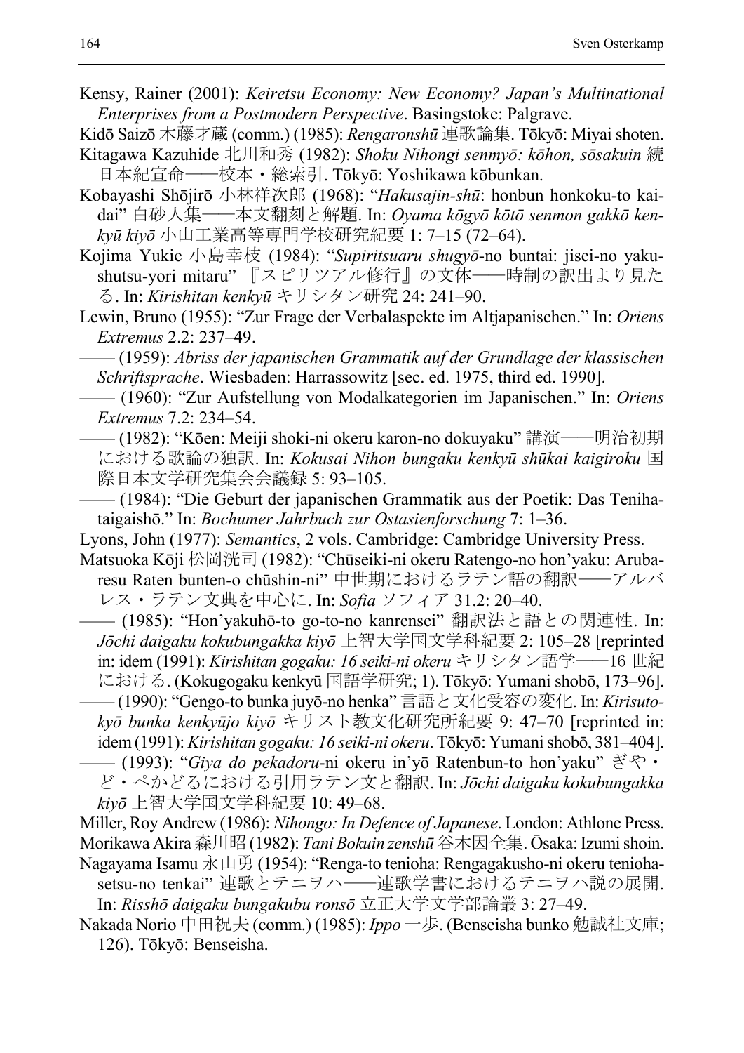Kensy, Rainer (2001): *Keiretsu Economy: New Economy? Japan's Multinational Enterprises from a Postmodern Perspective*. Basingstoke: Palgrave.

Kidō Saizō 木藤才蔵 (comm.) (1985): *Rengaronshū* 連歌論集. Tōkyō: Miyai shoten.

Kitagawa Kazuhide 北川和秀 (1982): *Shoku Nihongi senmyō: kōhon, sōsakuin* 続日本紀宣命——校本・総索引. Tōkyō: Yoshikawa kōbunkan.

Kobayashi Shōjirō 小林祥次郎 (1968): "*Hakusajin-shū*: honbun honkoku-to kaidai" 白砂人集——本文翻刻と解題. In: *Oyama kōgyō kōtō senmon gakkō kenkyū kiyō* 小山工業高等専門学校研究紀要 1: 7–15 (72–64).

Kojima Yukie 小島幸枝 (1984): "*Supiritsuaru shugyō*-no buntai: jisei-no yakushutsu-yori mitaru" 『スピリツアル修行』の文体——時制の訳出より見たる. In: *Kirishitan kenkyū* キリシタン研究 24: 241–90.

Lewin, Bruno (1955): "Zur Frage der Verbalaspekte im Altjapanischen." In: *Oriens Extremus* 2.2: 237–49.

—— (1959): *Abriss der japanischen Grammatik auf der Grundlage der klassischen Schriftsprache*. Wiesbaden: Harrassowitz [sec. ed. 1975, third ed. 1990].

—— (1960): "Zur Aufstellung von Modalkategorien im Japanischen." In: *Oriens Extremus* 7.2: 234–54.

—— (1982): "Kōen: Meiji shoki-ni okeru karon-no dokuyaku" 講演——明治初期における歌論の独訳. In: *Kokusai Nihon bungaku kenkyū shūkai kaigiroku* 国際日本文学研究集会会議録 5: 93–105.

—— (1984): "Die Geburt der japanischen Grammatik aus der Poetik: Das Teniha-taigaishō." In: *Bochumer Jahrbuch zur Ostasienforschung* 7: 1–36.

Lyons, John (1977): *Semantics*, 2 vols. Cambridge: Cambridge University Press.

Matsuoka Kōji 松岡洸司 (1982): "Chūseiki-ni okeru Ratengo-no hon'yaku: Arubaresu Raten bunten-o chūshin-ni" 中世期におけるラテン語の翻訳——アルバレス・ラテン文典を中心に. In: *Sofia* ソフィア 31.2: 20–40.

—— (1985): "Hon'yakuhō-to go-to-no kanrensei" 翻訳法と語との関連性. In: *Jōchi daigaku kokubungakka kiyō* 上智大学国文学科紀要 2: 105–28 [reprinted in: idem (1991): *Kirishitan gogaku: 16 seiki-ni okeru* キリシタン語学——16 世紀における. (Kokugogaku kenkyū 国語学研究; 1). Tōkyō: Yumani shobō, 173–96].

—— (1990): "Gengo-to bunka juyō-no henka" 言語と文化受容の変化. In: *Kirisutokyō bunka kenkyūjo kiyō* キリスト教文化研究所紀要 9: 47–70 [reprinted in: idem (1991): *Kirishitan gogaku: 16 seiki-ni okeru*. Tōkyō: Yumani shobō, 381–404].

—— (1993): "*Giya do pekadoru*-ni okeru in'yō Ratenbun-to hon'yaku" ぎや・ど・ぺかどるにおける引用ラテン文と翻訳. In: *Jōchi daigaku kokubungakka kiyō* 上智大学国文学科紀要 10: 49–68.

Miller, Roy Andrew (1986): *Nihongo: In Defence of Japanese*. London: Athlone Press.

Morikawa Akira 森川昭 (1982): *Tani Bokuin zenshū* 谷木因全集. Ōsaka: Izumi shoin.

Nagayama Isamu 永山勇 (1954): "Renga-to tenioha: Rengagakusho-ni okeru teniohasetsu-no tenkai" 連歌とテニヲハ——連歌学書におけるテニヲハ説の展開. In: *Risshō daigaku bungakubu ronsō* 立正大学文学部論叢 3: 27–49.

Nakada Norio 中田祝夫 (comm.) (1985): *Ippo* 一歩. (Benseisha bunko 勉誠社文庫; 126). Tōkyō: Benseisha.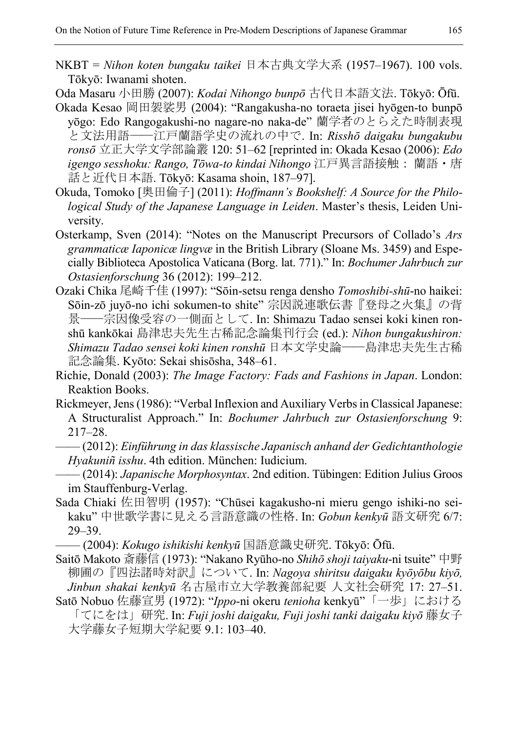NKBT = *Nihon koten bungaku taikei* 日本古典文学大系 (1957–1967). 100 vols. Tōkyō: Iwanami shoten.

Oda Masaru 小田勝 (2007): *Kodai Nihongo bunpō* 古代日本語文法. Tōkyō: Ōfū.

Okada Kesao 岡田袈裟男 (2004): "Rangakusha-no toraeta jisei hyōgen-to bunpō yōgo: Edo Rangogakushi-no nagare-no naka-de" 蘭学者のとらえた時制表現と文法用語——江戸蘭語学史の流れの中で. In: *Risshō daigaku bungakubu ronsō* 立正大学文学部論叢 120: 51–62 [reprinted in: Okada Kesao (2006): *Edo igengo sesshoku: Rango, Tōwa-to kindai Nihongo* 江戸異言語接触：蘭語・唐話と近代日本語. Tōkyō: Kasama shoin, 187–97].

Okuda, Tomoko [奥田倫子] (2011): *Hoffmann's Bookshelf: A Source for the Philological Study of the Japanese Language in Leiden*. Master's thesis, Leiden University.

Osterkamp, Sven (2014): "Notes on the Manuscript Precursors of Collado's *Ars grammaticæ Iaponicæ lingvæ* in the British Library (Sloane Ms. 3459) and Especially Biblioteca Apostolica Vaticana (Borg. lat. 771)." In: *Bochumer Jahrbuch zur Ostasienforschung* 36 (2012): 199–212.

Ozaki Chika 尾崎千佳 (1997): "Sōin-setsu renga densho *Tomoshibi-shū*-no haikei: Sōin-zō juyō-no ichi sokumen-to shite" 宗因説連歌伝書『登母之火集』の背景——宗因像受容の一側面として. In: Shimazu Tadao sensei koki kinen ronshū kankōkai 島津忠夫先生古稀記念論集刊行会 (ed.): *Nihon bungakushiron: Shimazu Tadao sensei koki kinen ronshū* 日本文学史論——島津忠夫先生古稀記念論集. Kyōto: Sekai shisōsha, 348–61.

Richie, Donald (2003): *The Image Factory: Fads and Fashions in Japan*. London: Reaktion Books.

Rickmeyer, Jens (1986): "Verbal Inflexion and Auxiliary Verbs in Classical Japanese: A Structuralist Approach." In: *Bochumer Jahrbuch zur Ostasienforschung* 9: 217–28.

—— (2012): *Einführung in das klassische Japanisch anhand der Gedichtanthologie Hyakuniñ isshu*. 4th edition. München: Iudicium.

—— (2014): *Japanische Morphosyntax*. 2nd edition. Tübingen: Edition Julius Groos im Stauffenburg-Verlag.

Sada Chiaki 佐田智明 (1957): "Chūsei kagakusho-ni mieru gengo ishiki-no seikaku" 中世歌学書に見える言語意識の性格. In: *Gobun kenkyū* 語文研究 6/7: 29–39.

—— (2004): *Kokugo ishikishi kenkyū* 国語意識史研究. Tōkyō: Ōfū.

Saitō Makoto 斎藤信 (1973): "Nakano Ryūho-no *Shihō shoji taiyaku*-ni tsuite" 中野柳圃の『四法諸時対訳』について. In: *Nagoya shiritsu daigaku kyōyōbu kiyō, Jinbun shakai kenkyū* 名古屋市立大学教養部紀要 人文社会研究 17: 27–51.

Satō Nobuo 佐藤宣男 (1972): "*Ippo*-ni okeru *tenioha* kenkyū"「一歩」における「てにをは」研究. In: *Fuji joshi daigaku, Fuji joshi tanki daigaku kiyō* 藤女子大学藤女子短期大学紀要 9.1: 103–40.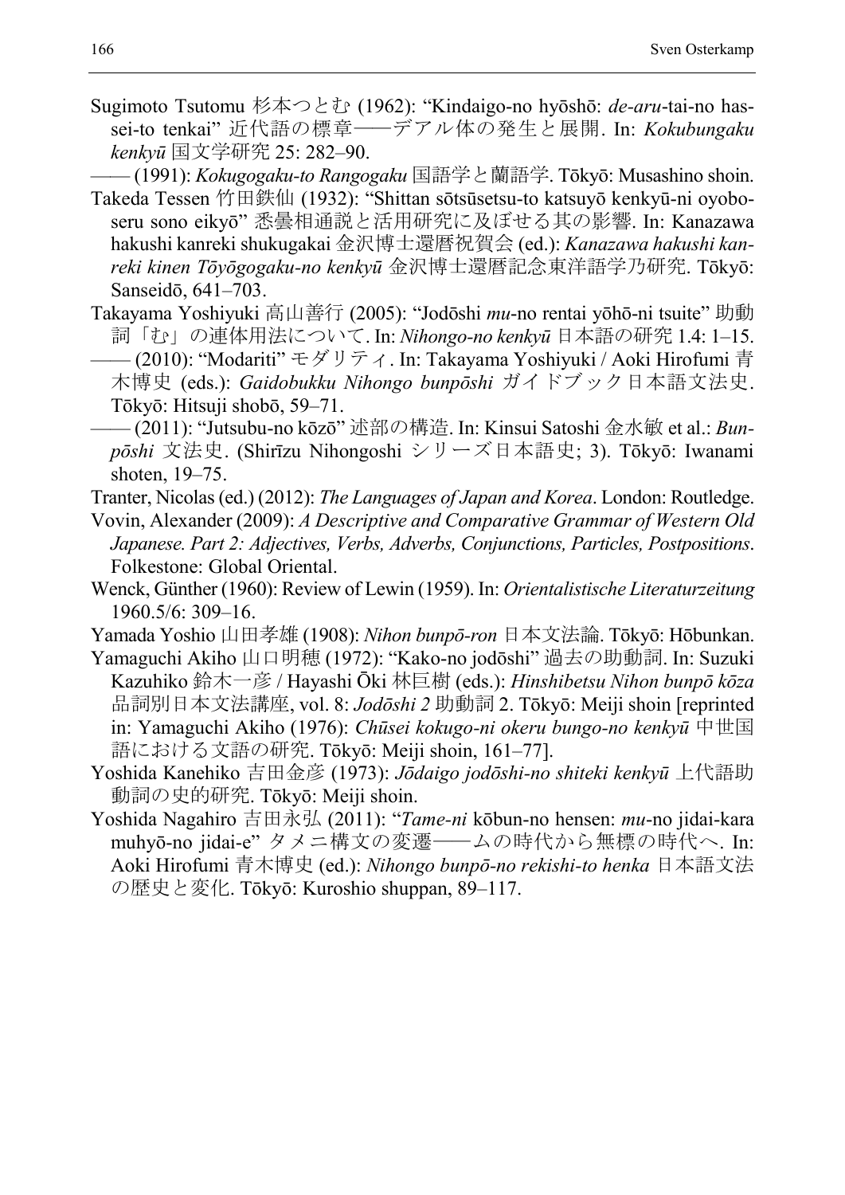Sugimoto Tsutomu 杉本つとむ (1962): “Kindaigo-no hyōshō: *de-aru*-tai-no hassei-to tenkai” 近代語の標章——デアル体の発生と展開. In: *Kokubungaku kenkyū* 国文学研究 25: 282–90.

—— (1991): *Kokugogaku-to Rangogaku* 国語学と蘭語学. Tōkyō: Musashino shoin.

Takeda Tessen 竹田鉄仙 (1932): “Shittan sōtsūsetsu-to katsuyō kenkyū-ni oyoboseru sono eikyō” 悉曇相通説と活用研究に及ぼせる其の影響. In: Kanazawa hakushi kanreki shukugakai 金沢博士還暦祝賀会 (ed.): *Kanazawa hakushi kanreki kinen Tōyōgogaku-no kenkyū* 金沢博士還暦記念東洋語学乃研究. Tōkyō: Sanseidō, 641–703.

Takayama Yoshiyuki 高山善行 (2005): “Jodōshi *mu*-no rentai yōhō-ni tsuite” 助動詞「む」の連体用法について. In: *Nihongo-no kenkyū* 日本語の研究 1.4: 1–15.

—— (2010): “Modariti” モダリティ. In: Takayama Yoshiyuki / Aoki Hirofumi 青木博史 (eds.): *Gaidobukku Nihongo bunpōshi* ガイドブック日本語文法史. Tōkyō: Hitsuji shobō, 59–71.

—— (2011): “Jutsubu-no kōzō” 述部の構造. In: Kinsui Satoshi 金水敏 et al.: *Bunpōshi* 文法史. (Shirīzu Nihongoshi シリーズ日本語史; 3). Tōkyō: Iwanami shoten, 19–75.

Tranter, Nicolas (ed.) (2012): *The Languages of Japan and Korea*. London: Routledge.

Vovin, Alexander (2009): *A Descriptive and Comparative Grammar of Western Old Japanese. Part 2: Adjectives, Verbs, Adverbs, Conjunctions, Particles, Postpositions*. Folkestone: Global Oriental.

Wenck, Günther (1960): Review of Lewin (1959). In: *Orientalistische Literaturzeitung* 1960.5/6: 309–16.

Yamada Yoshio 山田孝雄 (1908): *Nihon bunpō-ron* 日本文法論. Tōkyō: Hōbunkan.

Yamaguchi Akiho 山口明穂 (1972): “Kako-no jodōshi” 過去の助動詞. In: Suzuki Kazuhiko 鈴木一彦 / Hayashi Ōki 林巨樹 (eds.): *Hinshibetsu Nihon bunpō kōza* 品詞別日本文法講座, vol. 8: *Jodōshi 2* 助動詞 2. Tōkyō: Meiji shoin [reprinted in: Yamaguchi Akiho (1976): *Chūsei kokugo-ni okeru bungo-no kenkyū* 中世国語における文語の研究. Tōkyō: Meiji shoin, 161–77].

Yoshida Kanehiko 吉田金彦 (1973): *Jōdaigo jodōshi-no shiteki kenkyū* 上代語助動詞の史的研究. Tōkyō: Meiji shoin.

Yoshida Nagahiro 吉田永弘 (2011): “*Tame-ni* kōbun-no hensen: *mu*-no jidai-kara muhyō-no jidai-e” タメニ構文の変遷——ムの時代から無標の時代へ. In: Aoki Hirofumi 青木博史 (ed.): *Nihongo bunpō-no rekishi-to henka* 日本語文法の歴史と変化. Tōkyō: Kuroshio shuppan, 89–117.